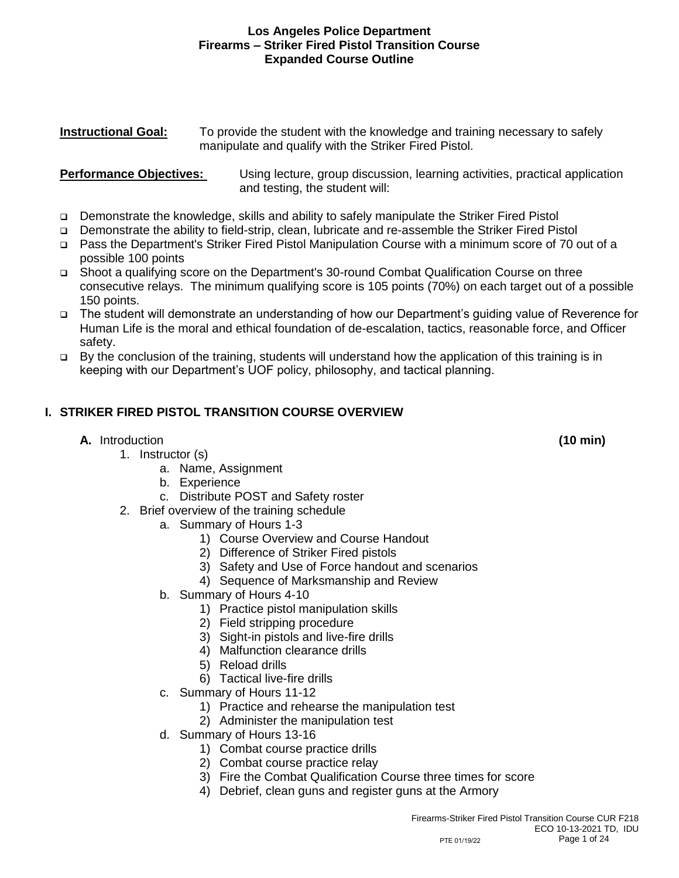# Los Angeles Police Department
# Firearms – Striker Fired Pistol Transition Course
# Expanded Course Outline

**Instructional Goal:** To provide the student with the knowledge and training necessary to safely manipulate and qualify with the Striker Fired Pistol.

**Performance Objectives:** Using lecture, group discussion, learning activities, practical application and testing, the student will:

- Demonstrate the knowledge, skills and ability to safely manipulate the Striker Fired Pistol
- Demonstrate the ability to field-strip, clean, lubricate and re-assemble the Striker Fired Pistol
- Pass the Department's Striker Fired Pistol Manipulation Course with a minimum score of 70 out of a possible 100 points
- Shoot a qualifying score on the Department's 30-round Combat Qualification Course on three consecutive relays. The minimum qualifying score is 105 points (70%) on each target out of a possible 150 points.
- The student will demonstrate an understanding of how our Department's guiding value of Reverence for Human Life is the moral and ethical foundation of de-escalation, tactics, reasonable force, and Officer safety.
- By the conclusion of the training, students will understand how the application of this training is in keeping with our Department's UOF policy, philosophy, and tactical planning.

## I. STRIKER FIRED PISTOL TRANSITION COURSE OVERVIEW

**A.** Introduction **(10 min)**

1. Instructor (s)
    a. Name, Assignment
    b. Experience
    c. Distribute POST and Safety roster
2. Brief overview of the training schedule
    a. Summary of Hours 1-3
        1) Course Overview and Course Handout
        2) Difference of Striker Fired pistols
        3) Safety and Use of Force handout and scenarios
        4) Sequence of Marksmanship and Review
    b. Summary of Hours 4-10
        1) Practice pistol manipulation skills
        2) Field stripping procedure
        3) Sight-in pistols and live-fire drills
        4) Malfunction clearance drills
        5) Reload drills
        6) Tactical live-fire drills
    c. Summary of Hours 11-12
        1) Practice and rehearse the manipulation test
        2) Administer the manipulation test
    d. Summary of Hours 13-16
        1) Combat course practice drills
        2) Combat course practice relay
        3) Fire the Combat Qualification Course three times for score
        4) Debrief, clean guns and register guns at the Armory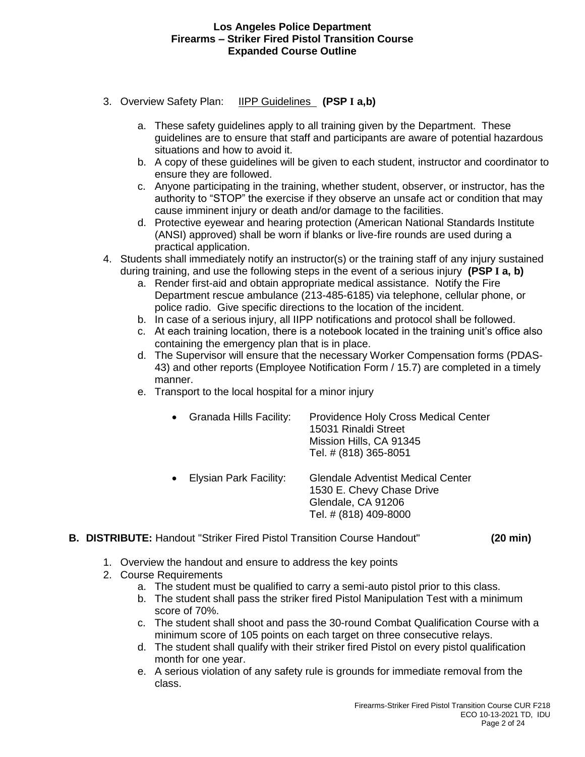3. Overview Safety Plan: IIPP Guidelines **(PSP I a,b)**

    a. These safety guidelines apply to all training given by the Department. These guidelines are to ensure that staff and participants are aware of potential hazardous situations and how to avoid it.
    b. A copy of these guidelines will be given to each student, instructor and coordinator to ensure they are followed.
    c. Anyone participating in the training, whether student, observer, or instructor, has the authority to "STOP" the exercise if they observe an unsafe act or condition that may cause imminent injury or death and/or damage to the facilities.
    d. Protective eyewear and hearing protection (American National Standards Institute (ANSI) approved) shall be worn if blanks or live-fire rounds are used during a practical application.

4. Students shall immediately notify an instructor(s) or the training staff of any injury sustained during training, and use the following steps in the event of a serious injury **(PSP I a, b)**
    a. Render first-aid and obtain appropriate medical assistance. Notify the Fire Department rescue ambulance (213-485-6185) via telephone, cellular phone, or police radio. Give specific directions to the location of the incident.
    b. In case of a serious injury, all IIPP notifications and protocol shall be followed.
    c. At each training location, there is a notebook located in the training unit's office also containing the emergency plan that is in place.
    d. The Supervisor will ensure that the necessary Worker Compensation forms (PDAS-43) and other reports (Employee Notification Form / 15.7) are completed in a timely manner.
    e. Transport to the local hospital for a minor injury

    - Granada Hills Facility: Providence Holy Cross Medical Center
      15031 Rinaldi Street
      Mission Hills, CA 91345
      Tel. # (818) 365-8051

    - Elysian Park Facility: Glendale Adventist Medical Center
      1530 E. Chevy Chase Drive
      Glendale, CA 91206
      Tel. # (818) 409-8000

**B. DISTRIBUTE:** Handout "Striker Fired Pistol Transition Course Handout" **(20 min)**

1. Overview the handout and ensure to address the key points
2. Course Requirements
    a. The student must be qualified to carry a semi-auto pistol prior to this class.
    b. The student shall pass the striker fired Pistol Manipulation Test with a minimum score of 70%.
    c. The student shall shoot and pass the 30-round Combat Qualification Course with a minimum score of 105 points on each target on three consecutive relays.
    d. The student shall qualify with their striker fired Pistol on every pistol qualification month for one year.
    e. A serious violation of any safety rule is grounds for immediate removal from the class.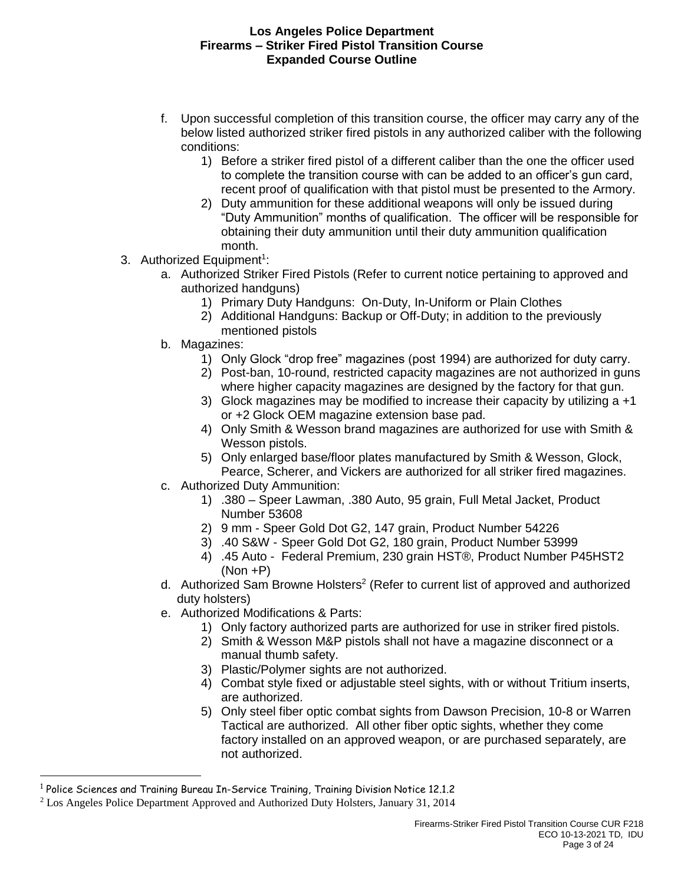f. Upon successful completion of this transition course, the officer may carry any of the below listed authorized striker fired pistols in any authorized caliber with the following conditions:
   1) Before a striker fired pistol of a different caliber than the one the officer used to complete the transition course with can be added to an officer's gun card, recent proof of qualification with that pistol must be presented to the Armory.
   2) Duty ammunition for these additional weapons will only be issued during "Duty Ammunition" months of qualification. The officer will be responsible for obtaining their duty ammunition until their duty ammunition qualification month.

3. Authorized Equipment[1]:
   a. Authorized Striker Fired Pistols (Refer to current notice pertaining to approved and authorized handguns)
      1) Primary Duty Handguns: On-Duty, In-Uniform or Plain Clothes
      2) Additional Handguns: Backup or Off-Duty; in addition to the previously mentioned pistols
   b. Magazines:
      1) Only Glock "drop free" magazines (post 1994) are authorized for duty carry.
      2) Post-ban, 10-round, restricted capacity magazines are not authorized in guns where higher capacity magazines are designed by the factory for that gun.
      3) Glock magazines may be modified to increase their capacity by utilizing a +1 or +2 Glock OEM magazine extension base pad.
      4) Only Smith & Wesson brand magazines are authorized for use with Smith & Wesson pistols.
      5) Only enlarged base/floor plates manufactured by Smith & Wesson, Glock, Pearce, Scherer, and Vickers are authorized for all striker fired magazines.
   c. Authorized Duty Ammunition:
      1) .380 – Speer Lawman, .380 Auto, 95 grain, Full Metal Jacket, Product Number 53608
      2) 9 mm - Speer Gold Dot G2, 147 grain, Product Number 54226
      3) .40 S&W - Speer Gold Dot G2, 180 grain, Product Number 53999
      4) .45 Auto - Federal Premium, 230 grain HST®, Product Number P45HST2 (Non +P)
   d. Authorized Sam Browne Holsters[2] (Refer to current list of approved and authorized duty holsters)
   e. Authorized Modifications & Parts:
      1) Only factory authorized parts are authorized for use in striker fired pistols.
      2) Smith & Wesson M&P pistols shall not have a magazine disconnect or a manual thumb safety.
      3) Plastic/Polymer sights are not authorized.
      4) Combat style fixed or adjustable steel sights, with or without Tritium inserts, are authorized.
      5) Only steel fiber optic combat sights from Dawson Precision, 10-8 or Warren Tactical are authorized. All other fiber optic sights, whether they come factory installed on an approved weapon, or are purchased separately, are not authorized.

---

[1] Police Sciences and Training Bureau In-Service Training, Training Division Notice 12.1.2

[2] Los Angeles Police Department Approved and Authorized Duty Holsters, January 31, 2014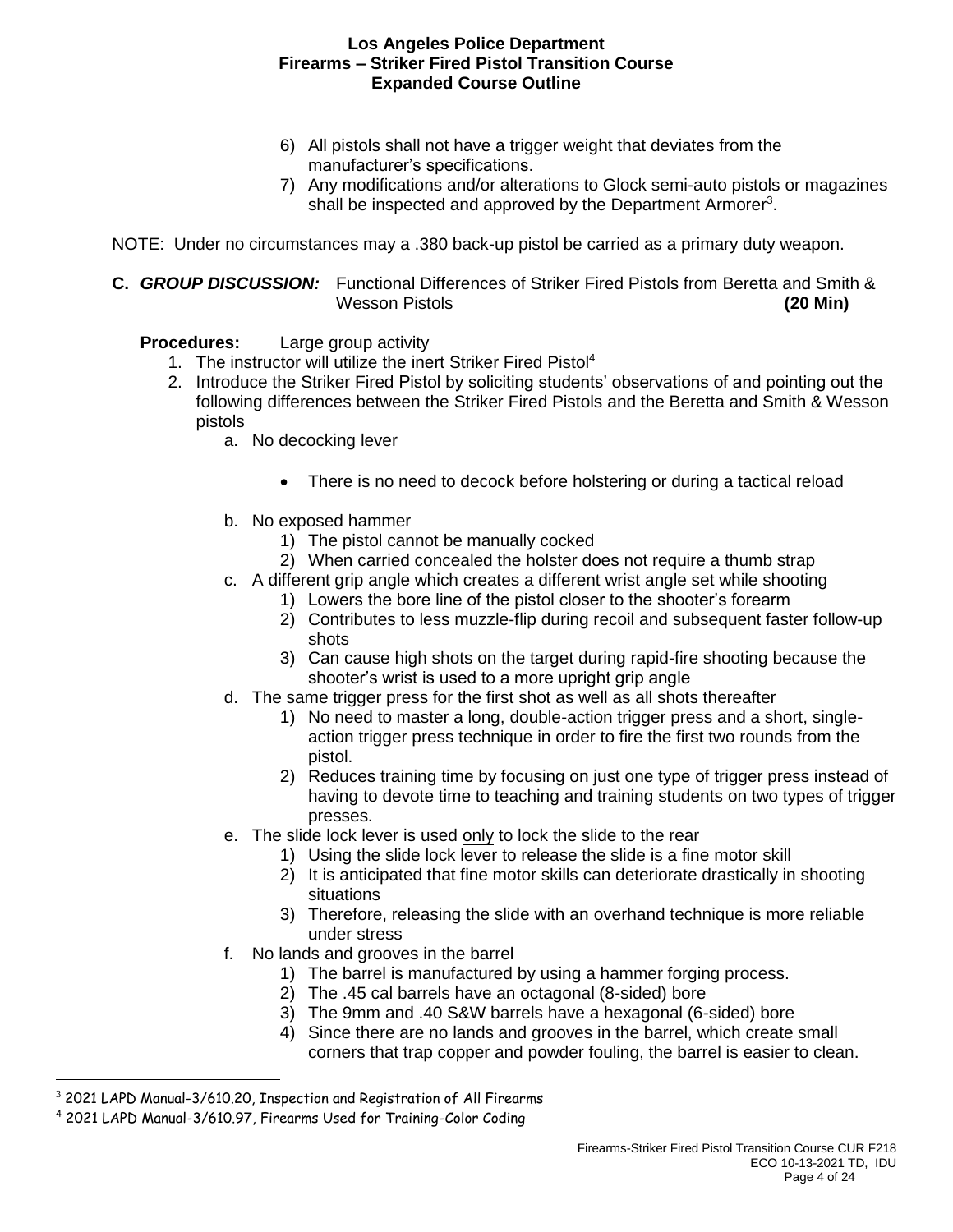6) All pistols shall not have a trigger weight that deviates from the manufacturer's specifications.
7) Any modifications and/or alterations to Glock semi-auto pistols or magazines shall be inspected and approved by the Department Armorer[3].

NOTE: Under no circumstances may a .380 back-up pistol be carried as a primary duty weapon.

**C. *GROUP DISCUSSION:*** Functional Differences of Striker Fired Pistols from Beretta and Smith & Wesson Pistols **(20 Min)**

**Procedures:** Large group activity

1. The instructor will utilize the inert Striker Fired Pistol[4]
2. Introduce the Striker Fired Pistol by soliciting students' observations of and pointing out the following differences between the Striker Fired Pistols and the Beretta and Smith & Wesson pistols
   a. No decocking lever
      - There is no need to decock before holstering or during a tactical reload

   b. No exposed hammer
      1) The pistol cannot be manually cocked
      2) When carried concealed the holster does not require a thumb strap

   c. A different grip angle which creates a different wrist angle set while shooting
      1) Lowers the bore line of the pistol closer to the shooter's forearm
      2) Contributes to less muzzle-flip during recoil and subsequent faster follow-up shots
      3) Can cause high shots on the target during rapid-fire shooting because the shooter's wrist is used to a more upright grip angle

   d. The same trigger press for the first shot as well as all shots thereafter
      1) No need to master a long, double-action trigger press and a short, single-action trigger press technique in order to fire the first two rounds from the pistol.
      2) Reduces training time by focusing on just one type of trigger press instead of having to devote time to teaching and training students on two types of trigger presses.

   e. The slide lock lever is used <u>only</u> to lock the slide to the rear
      1) Using the slide lock lever to release the slide is a fine motor skill
      2) It is anticipated that fine motor skills can deteriorate drastically in shooting situations
      3) Therefore, releasing the slide with an overhand technique is more reliable under stress

   f. No lands and grooves in the barrel
      1) The barrel is manufactured by using a hammer forging process.
      2) The .45 cal barrels have an octagonal (8-sided) bore
      3) The 9mm and .40 S&W barrels have a hexagonal (6-sided) bore
      4) Since there are no lands and grooves in the barrel, which create small corners that trap copper and powder fouling, the barrel is easier to clean.

---

[3] 2021 LAPD Manual-3/610.20, Inspection and Registration of All Firearms

[4] 2021 LAPD Manual-3/610.97, Firearms Used for Training-Color Coding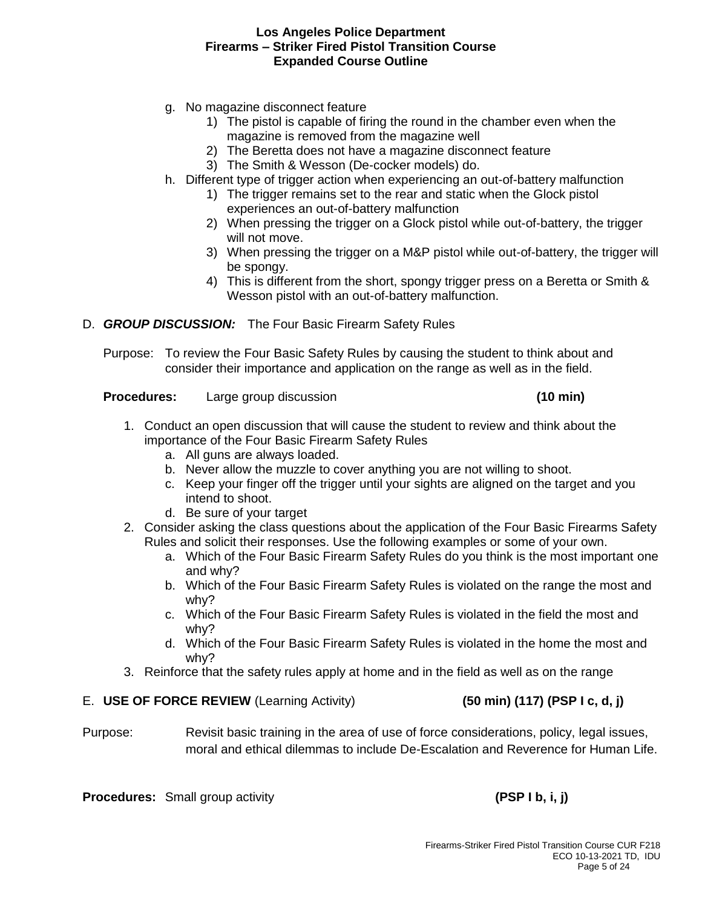g. No magazine disconnect feature
    1) The pistol is capable of firing the round in the chamber even when the magazine is removed from the magazine well
    2) The Beretta does not have a magazine disconnect feature
    3) The Smith & Wesson (De-cocker models) do.
h. Different type of trigger action when experiencing an out-of-battery malfunction
    1) The trigger remains set to the rear and static when the Glock pistol experiences an out-of-battery malfunction
    2) When pressing the trigger on a Glock pistol while out-of-battery, the trigger will not move.
    3) When pressing the trigger on a M&P pistol while out-of-battery, the trigger will be spongy.
    4) This is different from the short, spongy trigger press on a Beretta or Smith & Wesson pistol with an out-of-battery malfunction.

D. ***GROUP DISCUSSION:*** The Four Basic Firearm Safety Rules

Purpose: To review the Four Basic Safety Rules by causing the student to think about and consider their importance and application on the range as well as in the field.

**Procedures:** Large group discussion **(10 min)**

1. Conduct an open discussion that will cause the student to review and think about the importance of the Four Basic Firearm Safety Rules
    a. All guns are always loaded.
    b. Never allow the muzzle to cover anything you are not willing to shoot.
    c. Keep your finger off the trigger until your sights are aligned on the target and you intend to shoot.
    d. Be sure of your target
2. Consider asking the class questions about the application of the Four Basic Firearms Safety Rules and solicit their responses. Use the following examples or some of your own.
    a. Which of the Four Basic Firearm Safety Rules do you think is the most important one and why?
    b. Which of the Four Basic Firearm Safety Rules is violated on the range the most and why?
    c. Which of the Four Basic Firearm Safety Rules is violated in the field the most and why?
    d. Which of the Four Basic Firearm Safety Rules is violated in the home the most and why?
3. Reinforce that the safety rules apply at home and in the field as well as on the range

E. **USE OF FORCE REVIEW** (Learning Activity) **(50 min) (117) (PSP I c, d, j)**

Purpose: Revisit basic training in the area of use of force considerations, policy, legal issues, moral and ethical dilemmas to include De-Escalation and Reverence for Human Life.

**Procedures:** Small group activity **(PSP I b, i, j)**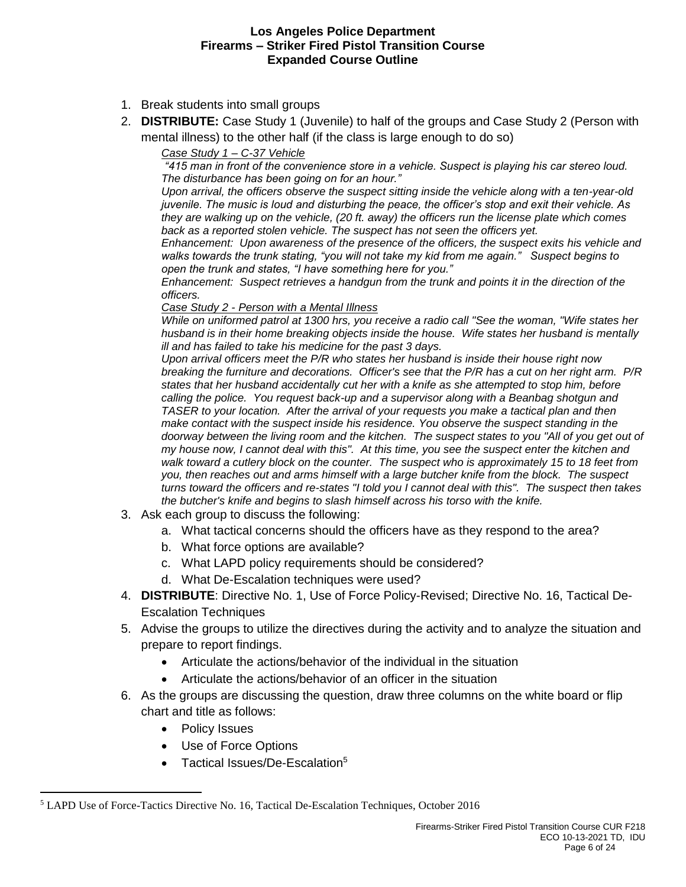1. Break students into small groups
2. **DISTRIBUTE:** Case Study 1 (Juvenile) to half of the groups and Case Study 2 (Person with mental illness) to the other half (if the class is large enough to do so)

   *Case Study 1 – C-37 Vehicle*

   *"415 man in front of the convenience store in a vehicle. Suspect is playing his car stereo loud. The disturbance has been going on for an hour."*

   *Upon arrival, the officers observe the suspect sitting inside the vehicle along with a ten-year-old juvenile. The music is loud and disturbing the peace, the officer's stop and exit their vehicle. As they are walking up on the vehicle, (20 ft. away) the officers run the license plate which comes back as a reported stolen vehicle. The suspect has not seen the officers yet.*

   *Enhancement: Upon awareness of the presence of the officers, the suspect exits his vehicle and walks towards the trunk stating, "you will not take my kid from me again." Suspect begins to open the trunk and states, "I have something here for you."*

   *Enhancement: Suspect retrieves a handgun from the trunk and points it in the direction of the officers.*

   *Case Study 2 - Person with a Mental Illness*

   *While on uniformed patrol at 1300 hrs, you receive a radio call "See the woman, "Wife states her husband is in their home breaking objects inside the house. Wife states her husband is mentally ill and has failed to take his medicine for the past 3 days.*

   *Upon arrival officers meet the P/R who states her husband is inside their house right now breaking the furniture and decorations. Officer's see that the P/R has a cut on her right arm. P/R states that her husband accidentally cut her with a knife as she attempted to stop him, before calling the police. You request back-up and a supervisor along with a Beanbag shotgun and TASER to your location. After the arrival of your requests you make a tactical plan and then make contact with the suspect inside his residence. You observe the suspect standing in the doorway between the living room and the kitchen. The suspect states to you "All of you get out of my house now, I cannot deal with this". At this time, you see the suspect enter the kitchen and walk toward a cutlery block on the counter. The suspect who is approximately 15 to 18 feet from you, then reaches out and arms himself with a large butcher knife from the block. The suspect turns toward the officers and re-states "I told you I cannot deal with this". The suspect then takes the butcher's knife and begins to slash himself across his torso with the knife.*

3. Ask each group to discuss the following:
   a. What tactical concerns should the officers have as they respond to the area?
   b. What force options are available?
   c. What LAPD policy requirements should be considered?
   d. What De-Escalation techniques were used?
4. **DISTRIBUTE**: Directive No. 1, Use of Force Policy-Revised; Directive No. 16, Tactical De-Escalation Techniques
5. Advise the groups to utilize the directives during the activity and to analyze the situation and prepare to report findings.
   - Articulate the actions/behavior of the individual in the situation
   - Articulate the actions/behavior of an officer in the situation
6. As the groups are discussing the question, draw three columns on the white board or flip chart and title as follows:
   - Policy Issues
   - Use of Force Options
   - Tactical Issues/De-Escalation[5]

---

[5] LAPD Use of Force-Tactics Directive No. 16, Tactical De-Escalation Techniques, October 2016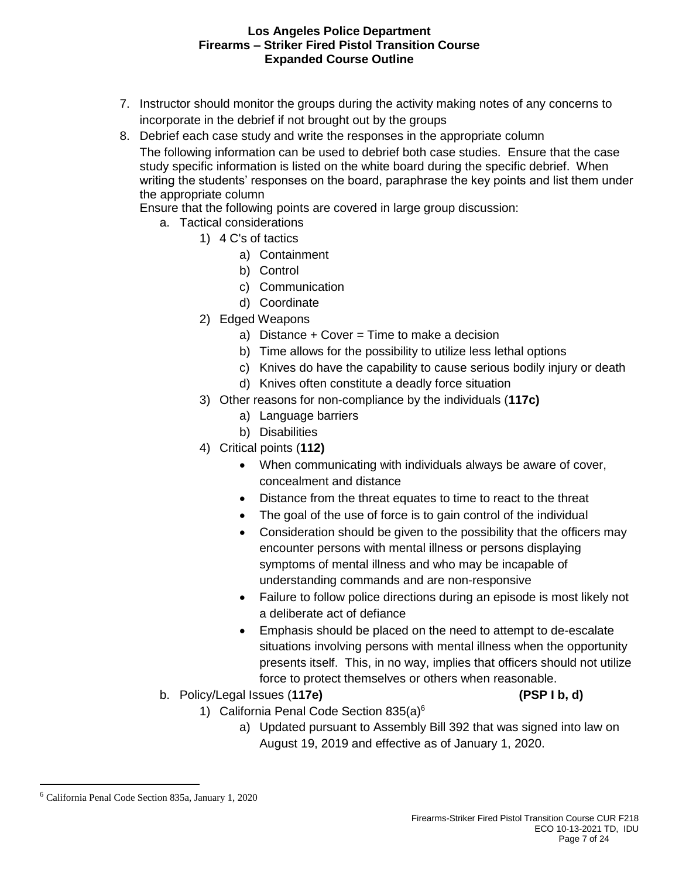7. Instructor should monitor the groups during the activity making notes of any concerns to incorporate in the debrief if not brought out by the groups
8. Debrief each case study and write the responses in the appropriate column

   The following information can be used to debrief both case studies. Ensure that the case study specific information is listed on the white board during the specific debrief. When writing the students' responses on the board, paraphrase the key points and list them under the appropriate column

   Ensure that the following points are covered in large group discussion:

   a. Tactical considerations
      1) 4 C's of tactics
         a) Containment
         b) Control
         c) Communication
         d) Coordinate
      2) Edged Weapons
         a) Distance + Cover = Time to make a decision
         b) Time allows for the possibility to utilize less lethal options
         c) Knives do have the capability to cause serious bodily injury or death
         d) Knives often constitute a deadly force situation
      3) Other reasons for non-compliance by the individuals (**117c)**
         a) Language barriers
         b) Disabilities
      4) Critical points (**112)**
         - When communicating with individuals always be aware of cover, concealment and distance
         - Distance from the threat equates to time to react to the threat
         - The goal of the use of force is to gain control of the individual
         - Consideration should be given to the possibility that the officers may encounter persons with mental illness or persons displaying symptoms of mental illness and who may be incapable of understanding commands and are non-responsive
         - Failure to follow police directions during an episode is most likely not a deliberate act of defiance
         - Emphasis should be placed on the need to attempt to de-escalate situations involving persons with mental illness when the opportunity presents itself. This, in no way, implies that officers should not utilize force to protect themselves or others when reasonable.

   b. Policy/Legal Issues (**117e)** **(PSP I b, d)**
      1) California Penal Code Section 835(a)[6]
         a) Updated pursuant to Assembly Bill 392 that was signed into law on August 19, 2019 and effective as of January 1, 2020.

---

[6] California Penal Code Section 835a, January 1, 2020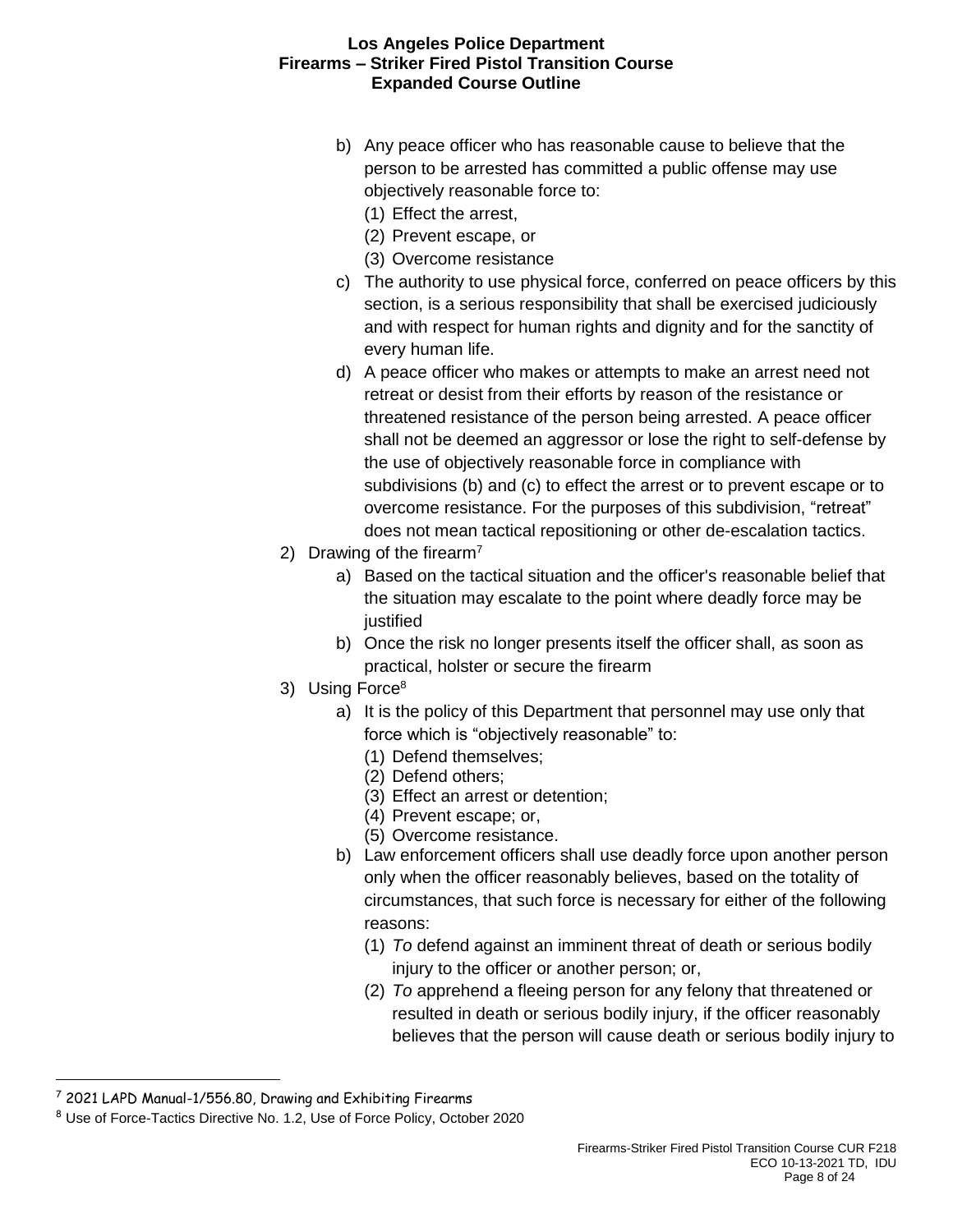b) Any peace officer who has reasonable cause to believe that the person to be arrested has committed a public offense may use objectively reasonable force to:
   (1) Effect the arrest,
   (2) Prevent escape, or
   (3) Overcome resistance

c) The authority to use physical force, conferred on peace officers by this section, is a serious responsibility that shall be exercised judiciously and with respect for human rights and dignity and for the sanctity of every human life.

d) A peace officer who makes or attempts to make an arrest need not retreat or desist from their efforts by reason of the resistance or threatened resistance of the person being arrested. A peace officer shall not be deemed an aggressor or lose the right to self-defense by the use of objectively reasonable force in compliance with subdivisions (b) and (c) to effect the arrest or to prevent escape or to overcome resistance. For the purposes of this subdivision, "retreat" does not mean tactical repositioning or other de-escalation tactics.

2) Drawing of the firearm[7]
   a) Based on the tactical situation and the officer's reasonable belief that the situation may escalate to the point where deadly force may be justified
   b) Once the risk no longer presents itself the officer shall, as soon as practical, holster or secure the firearm

3) Using Force[8]
   a) It is the policy of this Department that personnel may use only that force which is "objectively reasonable" to:
      (1) Defend themselves;
      (2) Defend others;
      (3) Effect an arrest or detention;
      (4) Prevent escape; or,
      (5) Overcome resistance.
   b) Law enforcement officers shall use deadly force upon another person only when the officer reasonably believes, based on the totality of circumstances, that such force is necessary for either of the following reasons:
      (1) *To* defend against an imminent threat of death or serious bodily injury to the officer or another person; or,
      (2) *To* apprehend a fleeing person for any felony that threatened or resulted in death or serious bodily injury, if the officer reasonably believes that the person will cause death or serious bodily injury to

---

[7] 2021 LAPD Manual-1/556.80, Drawing and Exhibiting Firearms

[8] Use of Force-Tactics Directive No. 1.2, Use of Force Policy, October 2020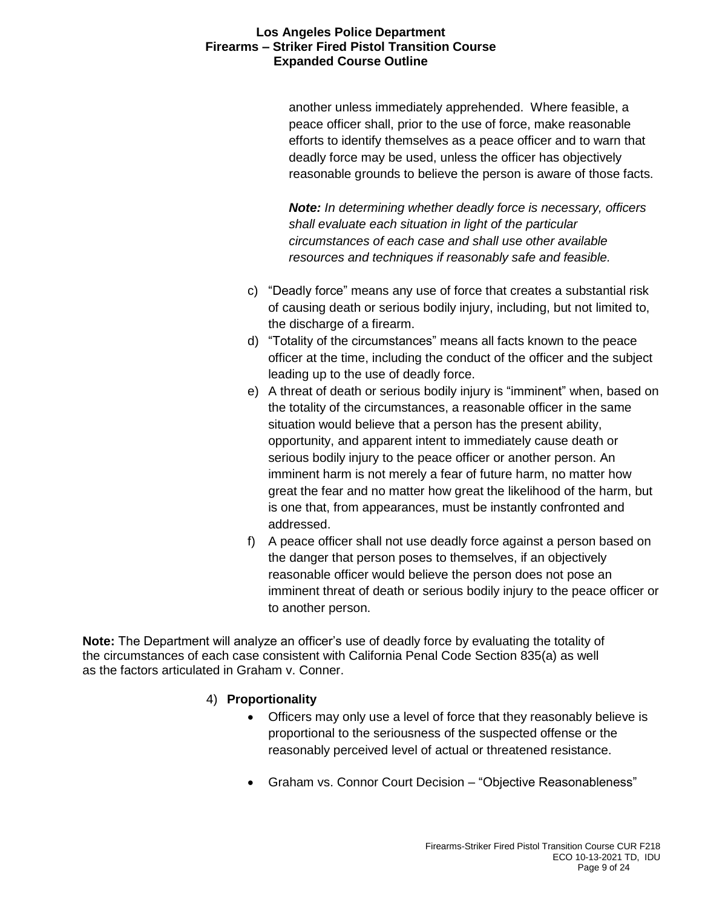another unless immediately apprehended. Where feasible, a peace officer shall, prior to the use of force, make reasonable efforts to identify themselves as a peace officer and to warn that deadly force may be used, unless the officer has objectively reasonable grounds to believe the person is aware of those facts.

***Note:*** *In determining whether deadly force is necessary, officers shall evaluate each situation in light of the particular circumstances of each case and shall use other available resources and techniques if reasonably safe and feasible.*

c) "Deadly force" means any use of force that creates a substantial risk of causing death or serious bodily injury, including, but not limited to, the discharge of a firearm.

d) "Totality of the circumstances" means all facts known to the peace officer at the time, including the conduct of the officer and the subject leading up to the use of deadly force.

e) A threat of death or serious bodily injury is "imminent" when, based on the totality of the circumstances, a reasonable officer in the same situation would believe that a person has the present ability, opportunity, and apparent intent to immediately cause death or serious bodily injury to the peace officer or another person. An imminent harm is not merely a fear of future harm, no matter how great the fear and no matter how great the likelihood of the harm, but is one that, from appearances, must be instantly confronted and addressed.

f) A peace officer shall not use deadly force against a person based on the danger that person poses to themselves, if an objectively reasonable officer would believe the person does not pose an imminent threat of death or serious bodily injury to the peace officer or to another person.

**Note:** The Department will analyze an officer's use of deadly force by evaluating the totality of the circumstances of each case consistent with California Penal Code Section 835(a) as well as the factors articulated in Graham v. Conner.

4) **Proportionality**

- Officers may only use a level of force that they reasonably believe is proportional to the seriousness of the suspected offense or the reasonably perceived level of actual or threatened resistance.

- Graham vs. Connor Court Decision – "Objective Reasonableness"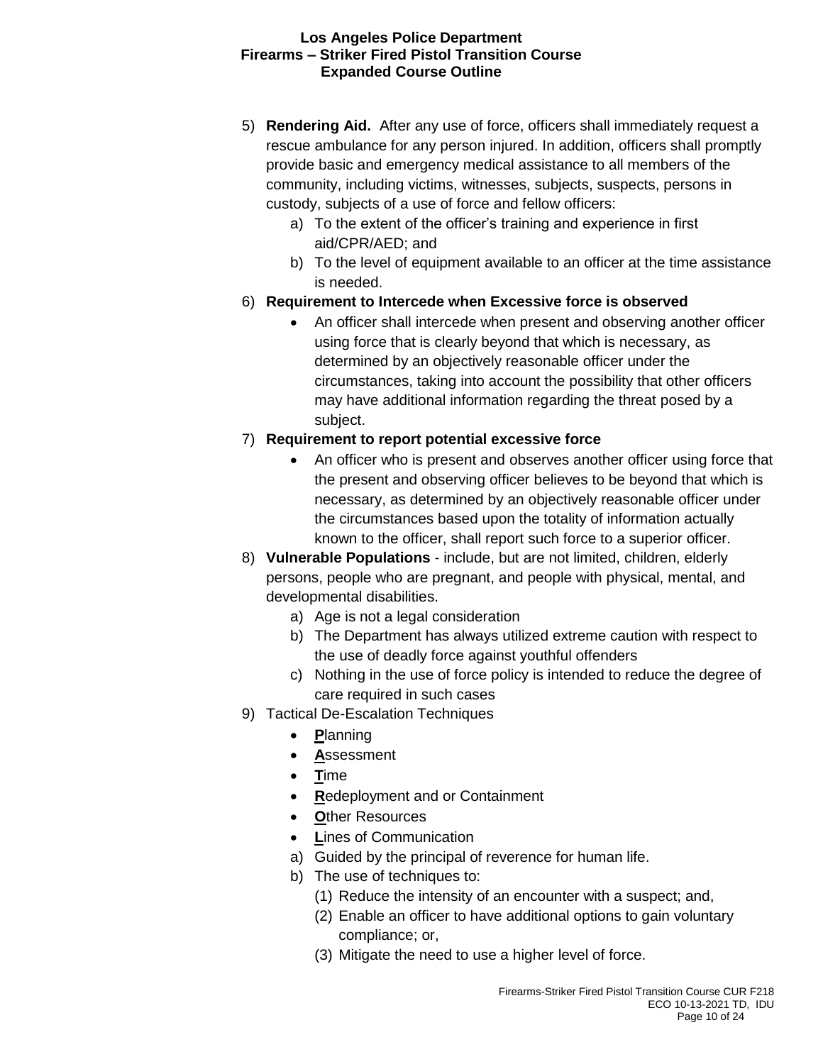5) **Rendering Aid.** After any use of force, officers shall immediately request a rescue ambulance for any person injured. In addition, officers shall promptly provide basic and emergency medical assistance to all members of the community, including victims, witnesses, subjects, suspects, persons in custody, subjects of a use of force and fellow officers:
   a) To the extent of the officer's training and experience in first aid/CPR/AED; and
   b) To the level of equipment available to an officer at the time assistance is needed.
6) **Requirement to Intercede when Excessive force is observed**
   - An officer shall intercede when present and observing another officer using force that is clearly beyond that which is necessary, as determined by an objectively reasonable officer under the circumstances, taking into account the possibility that other officers may have additional information regarding the threat posed by a subject.
7) **Requirement to report potential excessive force**
   - An officer who is present and observes another officer using force that the present and observing officer believes to be beyond that which is necessary, as determined by an objectively reasonable officer under the circumstances based upon the totality of information actually known to the officer, shall report such force to a superior officer.
8) **Vulnerable Populations** - include, but are not limited, children, elderly persons, people who are pregnant, and people with physical, mental, and developmental disabilities.
   a) Age is not a legal consideration
   b) The Department has always utilized extreme caution with respect to the use of deadly force against youthful offenders
   c) Nothing in the use of force policy is intended to reduce the degree of care required in such cases
9) Tactical De-Escalation Techniques
   - **P**lanning
   - **A**ssessment
   - **T**ime
   - **R**edeployment and or Containment
   - **O**ther Resources
   - **L**ines of Communication
   a) Guided by the principal of reverence for human life.
   b) The use of techniques to:
      (1) Reduce the intensity of an encounter with a suspect; and,
      (2) Enable an officer to have additional options to gain voluntary compliance; or,
      (3) Mitigate the need to use a higher level of force.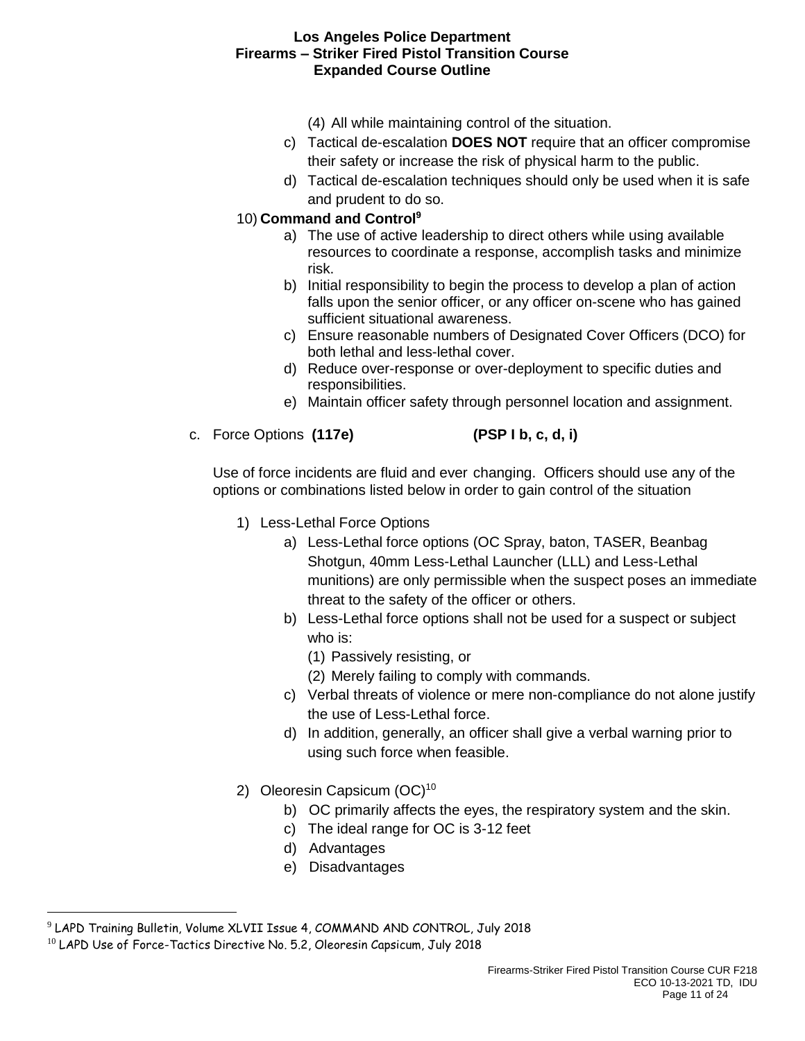(4) All while maintaining control of the situation.

c) Tactical de-escalation **DOES NOT** require that an officer compromise their safety or increase the risk of physical harm to the public.

d) Tactical de-escalation techniques should only be used when it is safe and prudent to do so.

10) **Command and Control**[9]

a) The use of active leadership to direct others while using available resources to coordinate a response, accomplish tasks and minimize risk.

b) Initial responsibility to begin the process to develop a plan of action falls upon the senior officer, or any officer on-scene who has gained sufficient situational awareness.

c) Ensure reasonable numbers of Designated Cover Officers (DCO) for both lethal and less-lethal cover.

d) Reduce over-response or over-deployment to specific duties and responsibilities.

e) Maintain officer safety through personnel location and assignment.

c. Force Options **(117e)** **(PSP I b, c, d, i)**

Use of force incidents are fluid and ever changing. Officers should use any of the options or combinations listed below in order to gain control of the situation

1) Less-Lethal Force Options

a) Less-Lethal force options (OC Spray, baton, TASER, Beanbag Shotgun, 40mm Less-Lethal Launcher (LLL) and Less-Lethal munitions) are only permissible when the suspect poses an immediate threat to the safety of the officer or others.

b) Less-Lethal force options shall not be used for a suspect or subject who is:

(1) Passively resisting, or

(2) Merely failing to comply with commands.

c) Verbal threats of violence or mere non-compliance do not alone justify the use of Less-Lethal force.

d) In addition, generally, an officer shall give a verbal warning prior to using such force when feasible.

2) Oleoresin Capsicum (OC)[10]

b) OC primarily affects the eyes, the respiratory system and the skin.

c) The ideal range for OC is 3-12 feet

d) Advantages

e) Disadvantages

---

[9] LAPD Training Bulletin, Volume XLVII Issue 4, COMMAND AND CONTROL, July 2018

[10] LAPD Use of Force-Tactics Directive No. 5.2, Oleoresin Capsicum, July 2018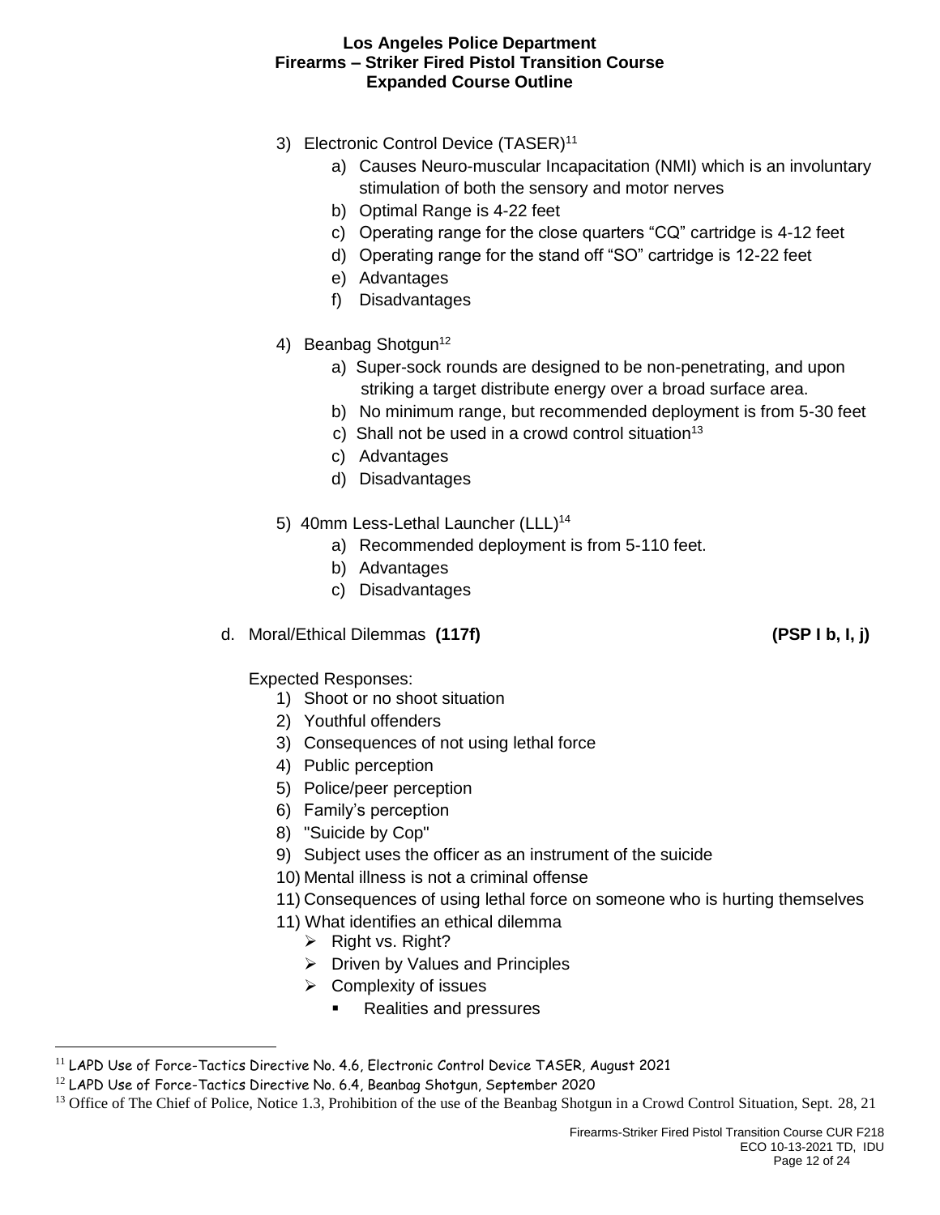3) Electronic Control Device (TASER)[11]
   a) Causes Neuro-muscular Incapacitation (NMI) which is an involuntary stimulation of both the sensory and motor nerves
   b) Optimal Range is 4-22 feet
   c) Operating range for the close quarters "CQ" cartridge is 4-12 feet
   d) Operating range for the stand off "SO" cartridge is 12-22 feet
   e) Advantages
   f) Disadvantages

4) Beanbag Shotgun[12]
   a) Super-sock rounds are designed to be non-penetrating, and upon striking a target distribute energy over a broad surface area.
   b) No minimum range, but recommended deployment is from 5-30 feet
   c) Shall not be used in a crowd control situation[13]
   c) Advantages
   d) Disadvantages

5) 40mm Less-Lethal Launcher (LLL)[14]
   a) Recommended deployment is from 5-110 feet.
   b) Advantages
   c) Disadvantages

d. Moral/Ethical Dilemmas **(117f)** **(PSP I b, I, j)**

Expected Responses:

1) Shoot or no shoot situation
2) Youthful offenders
3) Consequences of not using lethal force
4) Public perception
5) Police/peer perception
6) Family's perception
8) "Suicide by Cop"
9) Subject uses the officer as an instrument of the suicide
10) Mental illness is not a criminal offense
11) Consequences of using lethal force on someone who is hurting themselves
11) What identifies an ethical dilemma
    - Right vs. Right?
    - Driven by Values and Principles
    - Complexity of issues
      - Realities and pressures

---

[11] LAPD Use of Force-Tactics Directive No. 4.6, Electronic Control Device TASER, August 2021

[12] LAPD Use of Force-Tactics Directive No. 6.4, Beanbag Shotgun, September 2020

[13] Office of The Chief of Police, Notice 1.3, Prohibition of the use of the Beanbag Shotgun in a Crowd Control Situation, Sept. 28, 21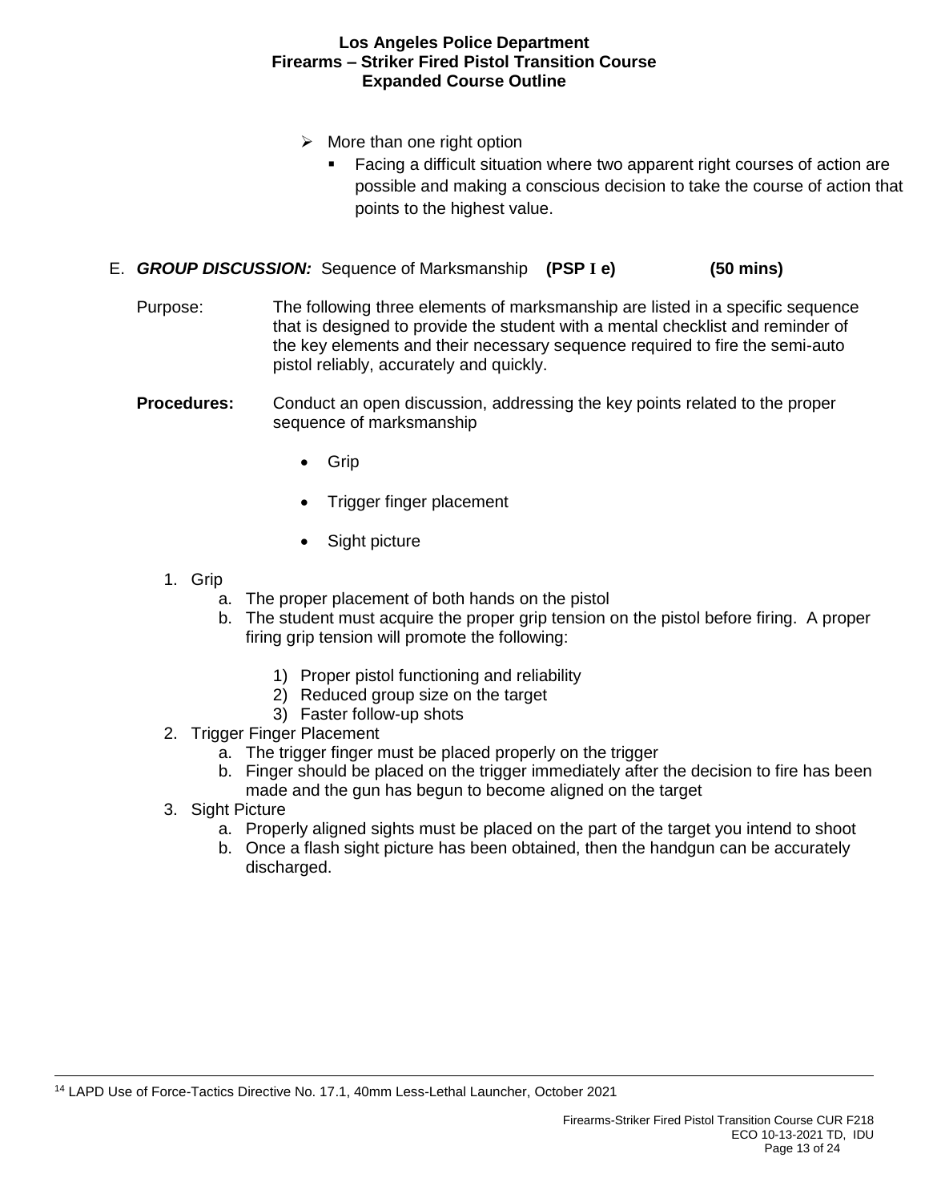- More than one right option
  - Facing a difficult situation where two apparent right courses of action are possible and making a conscious decision to take the course of action that points to the highest value.

E. ***GROUP DISCUSSION:*** Sequence of Marksmanship **(PSP I e)** **(50 mins)**

Purpose: The following three elements of marksmanship are listed in a specific sequence that is designed to provide the student with a mental checklist and reminder of the key elements and their necessary sequence required to fire the semi-auto pistol reliably, accurately and quickly.

**Procedures:** Conduct an open discussion, addressing the key points related to the proper sequence of marksmanship

- Grip
- Trigger finger placement
- Sight picture

1. Grip
   a. The proper placement of both hands on the pistol
   b. The student must acquire the proper grip tension on the pistol before firing. A proper firing grip tension will promote the following:
      1) Proper pistol functioning and reliability
      2) Reduced group size on the target
      3) Faster follow-up shots
2. Trigger Finger Placement
   a. The trigger finger must be placed properly on the trigger
   b. Finger should be placed on the trigger immediately after the decision to fire has been made and the gun has begun to become aligned on the target
3. Sight Picture
   a. Properly aligned sights must be placed on the part of the target you intend to shoot
   b. Once a flash sight picture has been obtained, then the handgun can be accurately discharged.

---

[14] LAPD Use of Force-Tactics Directive No. 17.1, 40mm Less-Lethal Launcher, October 2021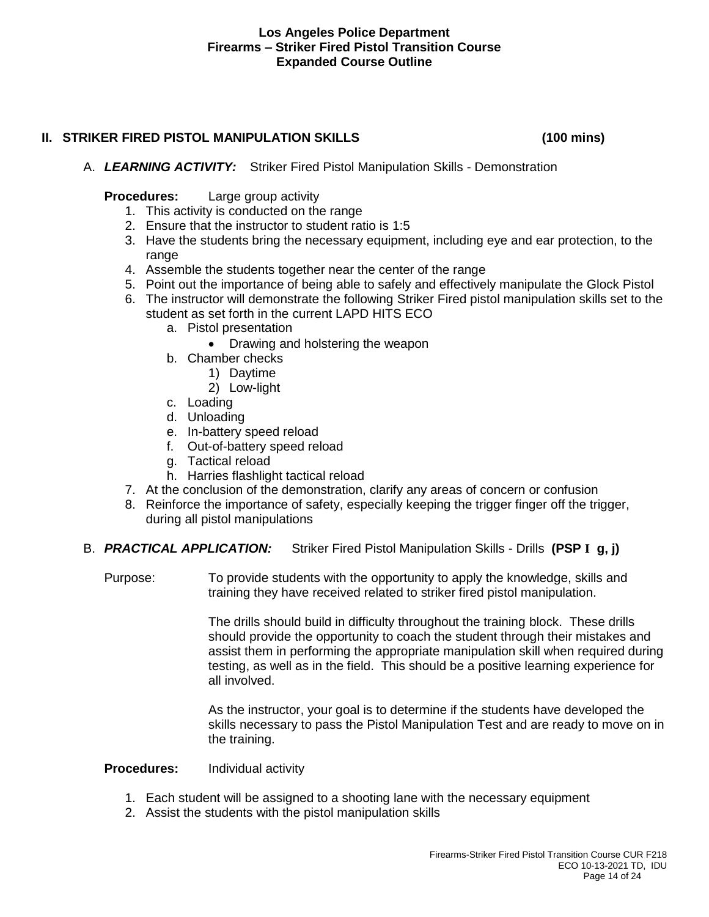## II. STRIKER FIRED PISTOL MANIPULATION SKILLS (100 mins)

A. ***LEARNING ACTIVITY:*** Striker Fired Pistol Manipulation Skills - Demonstration

**Procedures:** Large group activity

1. This activity is conducted on the range
2. Ensure that the instructor to student ratio is 1:5
3. Have the students bring the necessary equipment, including eye and ear protection, to the range
4. Assemble the students together near the center of the range
5. Point out the importance of being able to safely and effectively manipulate the Glock Pistol
6. The instructor will demonstrate the following Striker Fired pistol manipulation skills set to the student as set forth in the current LAPD HITS ECO
   a. Pistol presentation
      - Drawing and holstering the weapon
   b. Chamber checks
      1) Daytime
      2) Low-light
   c. Loading
   d. Unloading
   e. In-battery speed reload
   f. Out-of-battery speed reload
   g. Tactical reload
   h. Harries flashlight tactical reload
7. At the conclusion of the demonstration, clarify any areas of concern or confusion
8. Reinforce the importance of safety, especially keeping the trigger finger off the trigger, during all pistol manipulations

B. ***PRACTICAL APPLICATION:*** Striker Fired Pistol Manipulation Skills - Drills **(PSP I g, j)**

Purpose: To provide students with the opportunity to apply the knowledge, skills and training they have received related to striker fired pistol manipulation.

The drills should build in difficulty throughout the training block. These drills should provide the opportunity to coach the student through their mistakes and assist them in performing the appropriate manipulation skill when required during testing, as well as in the field. This should be a positive learning experience for all involved.

As the instructor, your goal is to determine if the students have developed the skills necessary to pass the Pistol Manipulation Test and are ready to move on in the training.

**Procedures:** Individual activity

1. Each student will be assigned to a shooting lane with the necessary equipment
2. Assist the students with the pistol manipulation skills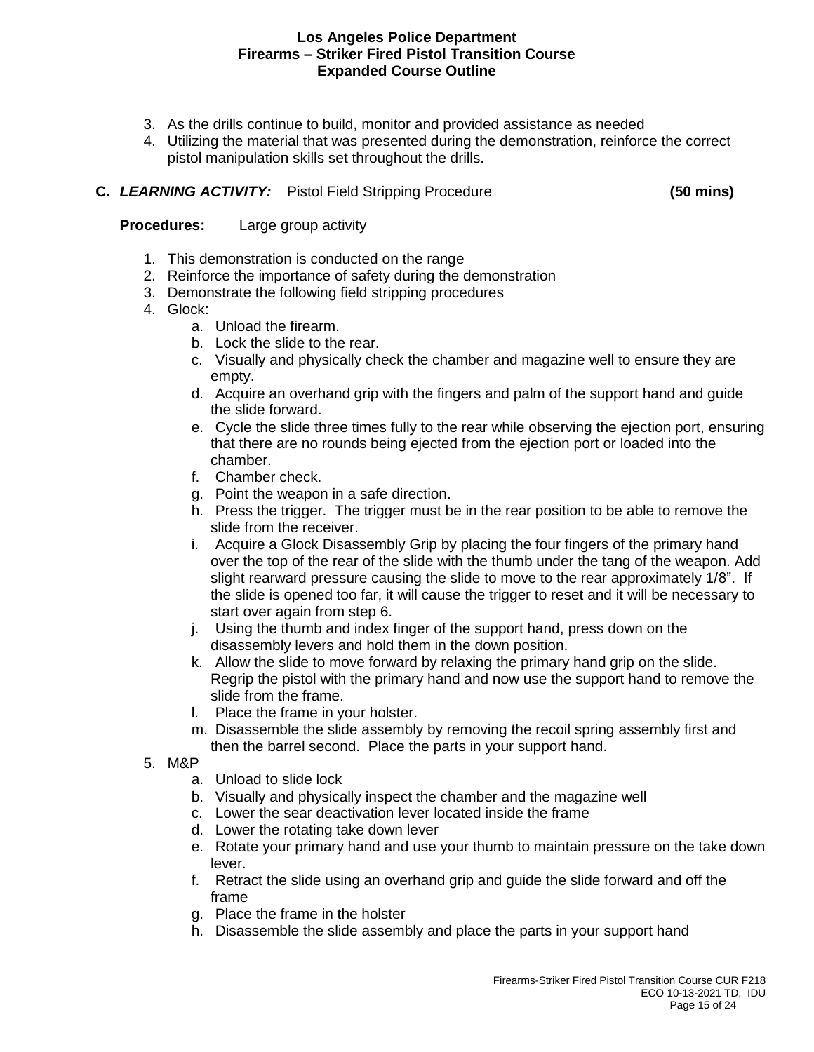3. As the drills continue to build, monitor and provided assistance as needed
4. Utilizing the material that was presented during the demonstration, reinforce the correct pistol manipulation skills set throughout the drills.

**C. *LEARNING ACTIVITY:*** Pistol Field Stripping Procedure **(50 mins)**

**Procedures:** Large group activity

1. This demonstration is conducted on the range
2. Reinforce the importance of safety during the demonstration
3. Demonstrate the following field stripping procedures
4. Glock:
   a. Unload the firearm.
   b. Lock the slide to the rear.
   c. Visually and physically check the chamber and magazine well to ensure they are empty.
   d. Acquire an overhand grip with the fingers and palm of the support hand and guide the slide forward.
   e. Cycle the slide three times fully to the rear while observing the ejection port, ensuring that there are no rounds being ejected from the ejection port or loaded into the chamber.
   f. Chamber check.
   g. Point the weapon in a safe direction.
   h. Press the trigger. The trigger must be in the rear position to be able to remove the slide from the receiver.
   i. Acquire a Glock Disassembly Grip by placing the four fingers of the primary hand over the top of the rear of the slide with the thumb under the tang of the weapon. Add slight rearward pressure causing the slide to move to the rear approximately 1/8". If the slide is opened too far, it will cause the trigger to reset and it will be necessary to start over again from step 6.
   j. Using the thumb and index finger of the support hand, press down on the disassembly levers and hold them in the down position.
   k. Allow the slide to move forward by relaxing the primary hand grip on the slide. Regrip the pistol with the primary hand and now use the support hand to remove the slide from the frame.
   l. Place the frame in your holster.
   m. Disassemble the slide assembly by removing the recoil spring assembly first and then the barrel second. Place the parts in your support hand.
5. M&P
   a. Unload to slide lock
   b. Visually and physically inspect the chamber and the magazine well
   c. Lower the sear deactivation lever located inside the frame
   d. Lower the rotating take down lever
   e. Rotate your primary hand and use your thumb to maintain pressure on the take down lever.
   f. Retract the slide using an overhand grip and guide the slide forward and off the frame
   g. Place the frame in the holster
   h. Disassemble the slide assembly and place the parts in your support hand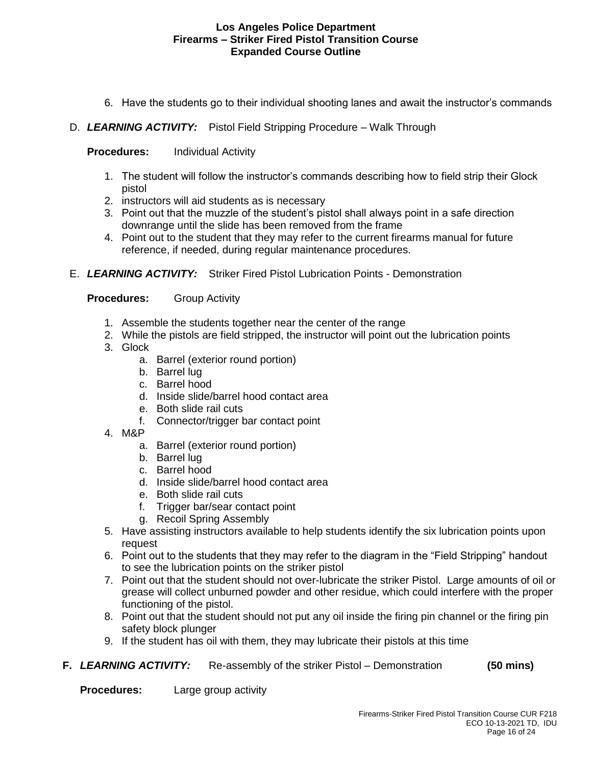6. Have the students go to their individual shooting lanes and await the instructor's commands

D. ***LEARNING ACTIVITY:*** Pistol Field Stripping Procedure – Walk Through

**Procedures:** Individual Activity

1. The student will follow the instructor's commands describing how to field strip their Glock pistol
2. instructors will aid students as is necessary
3. Point out that the muzzle of the student's pistol shall always point in a safe direction downrange until the slide has been removed from the frame
4. Point out to the student that they may refer to the current firearms manual for future reference, if needed, during regular maintenance procedures.

E. ***LEARNING ACTIVITY:*** Striker Fired Pistol Lubrication Points - Demonstration

**Procedures:** Group Activity

1. Assemble the students together near the center of the range
2. While the pistols are field stripped, the instructor will point out the lubrication points
3. Glock
   a. Barrel (exterior round portion)
   b. Barrel lug
   c. Barrel hood
   d. Inside slide/barrel hood contact area
   e. Both slide rail cuts
   f. Connector/trigger bar contact point
4. M&P
   a. Barrel (exterior round portion)
   b. Barrel lug
   c. Barrel hood
   d. Inside slide/barrel hood contact area
   e. Both slide rail cuts
   f. Trigger bar/sear contact point
   g. Recoil Spring Assembly
5. Have assisting instructors available to help students identify the six lubrication points upon request
6. Point out to the students that they may refer to the diagram in the "Field Stripping" handout to see the lubrication points on the striker pistol
7. Point out that the student should not over-lubricate the striker Pistol. Large amounts of oil or grease will collect unburned powder and other residue, which could interfere with the proper functioning of the pistol.
8. Point out that the student should not put any oil inside the firing pin channel or the firing pin safety block plunger
9. If the student has oil with them, they may lubricate their pistols at this time

**F. *LEARNING ACTIVITY:*** Re-assembly of the striker Pistol – Demonstration **(50 mins)**

**Procedures:** Large group activity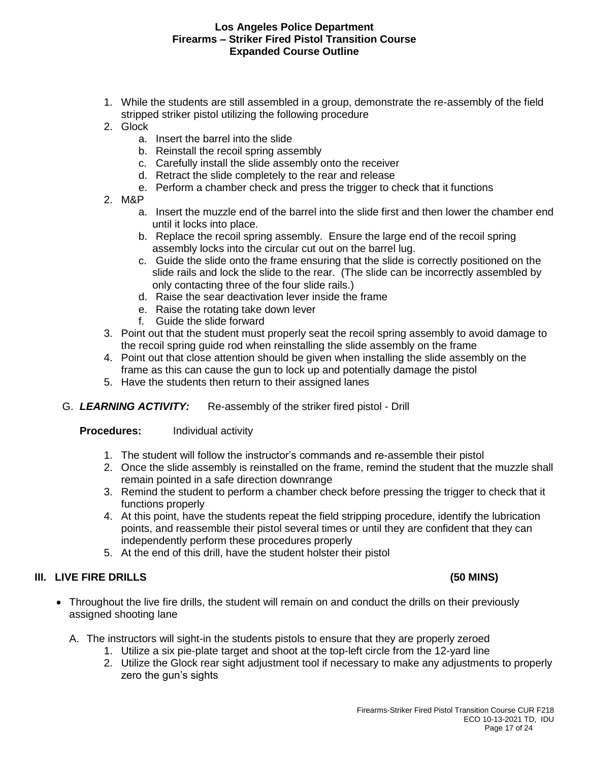1. While the students are still assembled in a group, demonstrate the re-assembly of the field stripped striker pistol utilizing the following procedure
2. Glock
   a. Insert the barrel into the slide
   b. Reinstall the recoil spring assembly
   c. Carefully install the slide assembly onto the receiver
   d. Retract the slide completely to the rear and release
   e. Perform a chamber check and press the trigger to check that it functions
2. M&P
   a. Insert the muzzle end of the barrel into the slide first and then lower the chamber end until it locks into place.
   b. Replace the recoil spring assembly. Ensure the large end of the recoil spring assembly locks into the circular cut out on the barrel lug.
   c. Guide the slide onto the frame ensuring that the slide is correctly positioned on the slide rails and lock the slide to the rear. (The slide can be incorrectly assembled by only contacting three of the four slide rails.)
   d. Raise the sear deactivation lever inside the frame
   e. Raise the rotating take down lever
   f. Guide the slide forward
3. Point out that the student must properly seat the recoil spring assembly to avoid damage to the recoil spring guide rod when reinstalling the slide assembly on the frame
4. Point out that close attention should be given when installing the slide assembly on the frame as this can cause the gun to lock up and potentially damage the pistol
5. Have the students then return to their assigned lanes

G. ***LEARNING ACTIVITY:*** Re-assembly of the striker fired pistol - Drill

**Procedures:** Individual activity

1. The student will follow the instructor's commands and re-assemble their pistol
2. Once the slide assembly is reinstalled on the frame, remind the student that the muzzle shall remain pointed in a safe direction downrange
3. Remind the student to perform a chamber check before pressing the trigger to check that it functions properly
4. At this point, have the students repeat the field stripping procedure, identify the lubrication points, and reassemble their pistol several times or until they are confident that they can independently perform these procedures properly
5. At the end of this drill, have the student holster their pistol

## III. LIVE FIRE DRILLS (50 MINS)

- Throughout the live fire drills, the student will remain on and conduct the drills on their previously assigned shooting lane

A. The instructors will sight-in the students pistols to ensure that they are properly zeroed
   1. Utilize a six pie-plate target and shoot at the top-left circle from the 12-yard line
   2. Utilize the Glock rear sight adjustment tool if necessary to make any adjustments to properly zero the gun's sights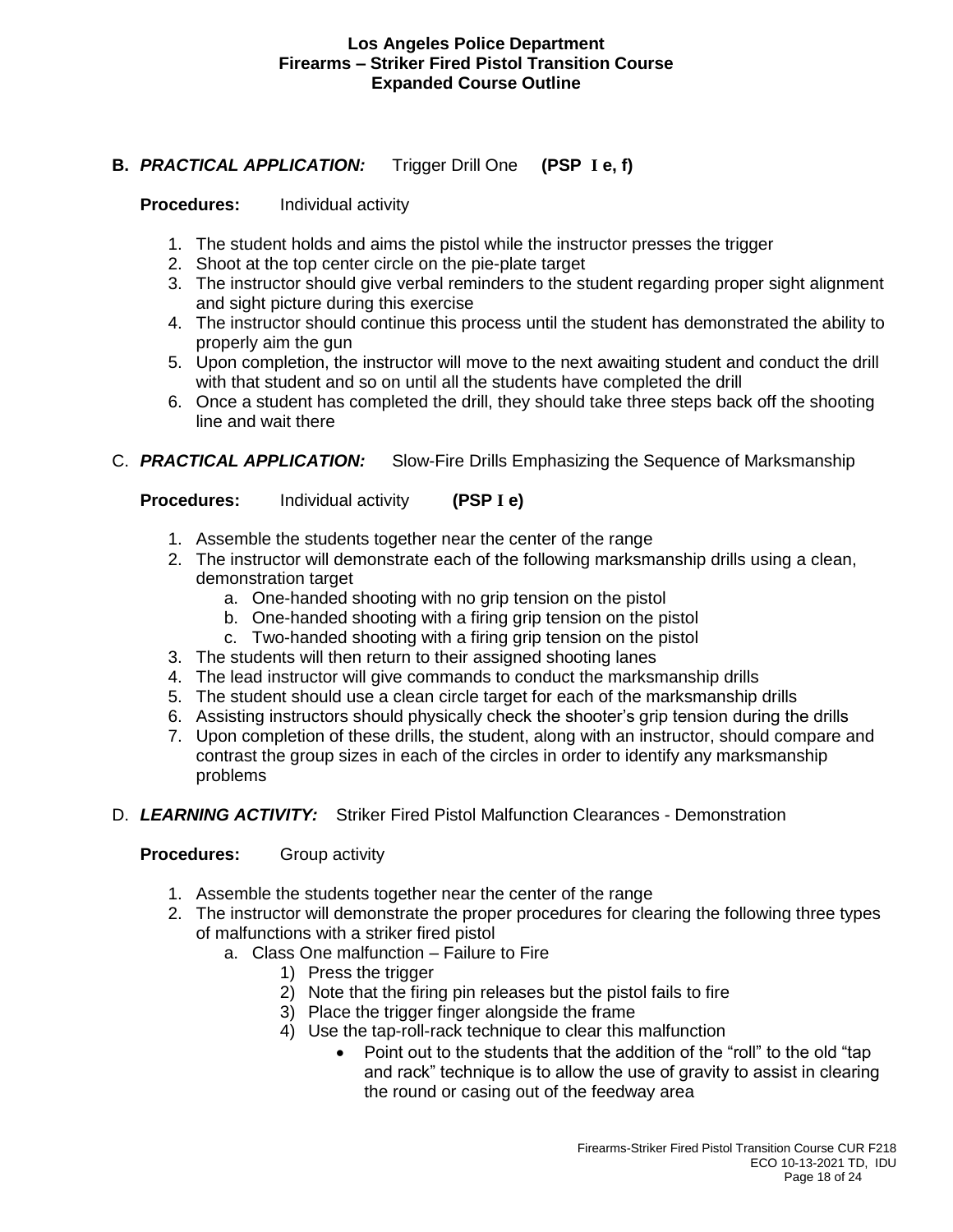**B. *PRACTICAL APPLICATION:*** Trigger Drill One **(PSP I e, f)**

**Procedures:** Individual activity

1. The student holds and aims the pistol while the instructor presses the trigger
2. Shoot at the top center circle on the pie-plate target
3. The instructor should give verbal reminders to the student regarding proper sight alignment and sight picture during this exercise
4. The instructor should continue this process until the student has demonstrated the ability to properly aim the gun
5. Upon completion, the instructor will move to the next awaiting student and conduct the drill with that student and so on until all the students have completed the drill
6. Once a student has completed the drill, they should take three steps back off the shooting line and wait there

C. ***PRACTICAL APPLICATION:*** Slow-Fire Drills Emphasizing the Sequence of Marksmanship

**Procedures:** Individual activity **(PSP I e)**

1. Assemble the students together near the center of the range
2. The instructor will demonstrate each of the following marksmanship drills using a clean, demonstration target
   a. One-handed shooting with no grip tension on the pistol
   b. One-handed shooting with a firing grip tension on the pistol
   c. Two-handed shooting with a firing grip tension on the pistol
3. The students will then return to their assigned shooting lanes
4. The lead instructor will give commands to conduct the marksmanship drills
5. The student should use a clean circle target for each of the marksmanship drills
6. Assisting instructors should physically check the shooter's grip tension during the drills
7. Upon completion of these drills, the student, along with an instructor, should compare and contrast the group sizes in each of the circles in order to identify any marksmanship problems

D. ***LEARNING ACTIVITY:*** Striker Fired Pistol Malfunction Clearances - Demonstration

**Procedures:** Group activity

1. Assemble the students together near the center of the range
2. The instructor will demonstrate the proper procedures for clearing the following three types of malfunctions with a striker fired pistol
   a. Class One malfunction – Failure to Fire
      1) Press the trigger
      2) Note that the firing pin releases but the pistol fails to fire
      3) Place the trigger finger alongside the frame
      4) Use the tap-roll-rack technique to clear this malfunction
         - Point out to the students that the addition of the "roll" to the old "tap and rack" technique is to allow the use of gravity to assist in clearing the round or casing out of the feedway area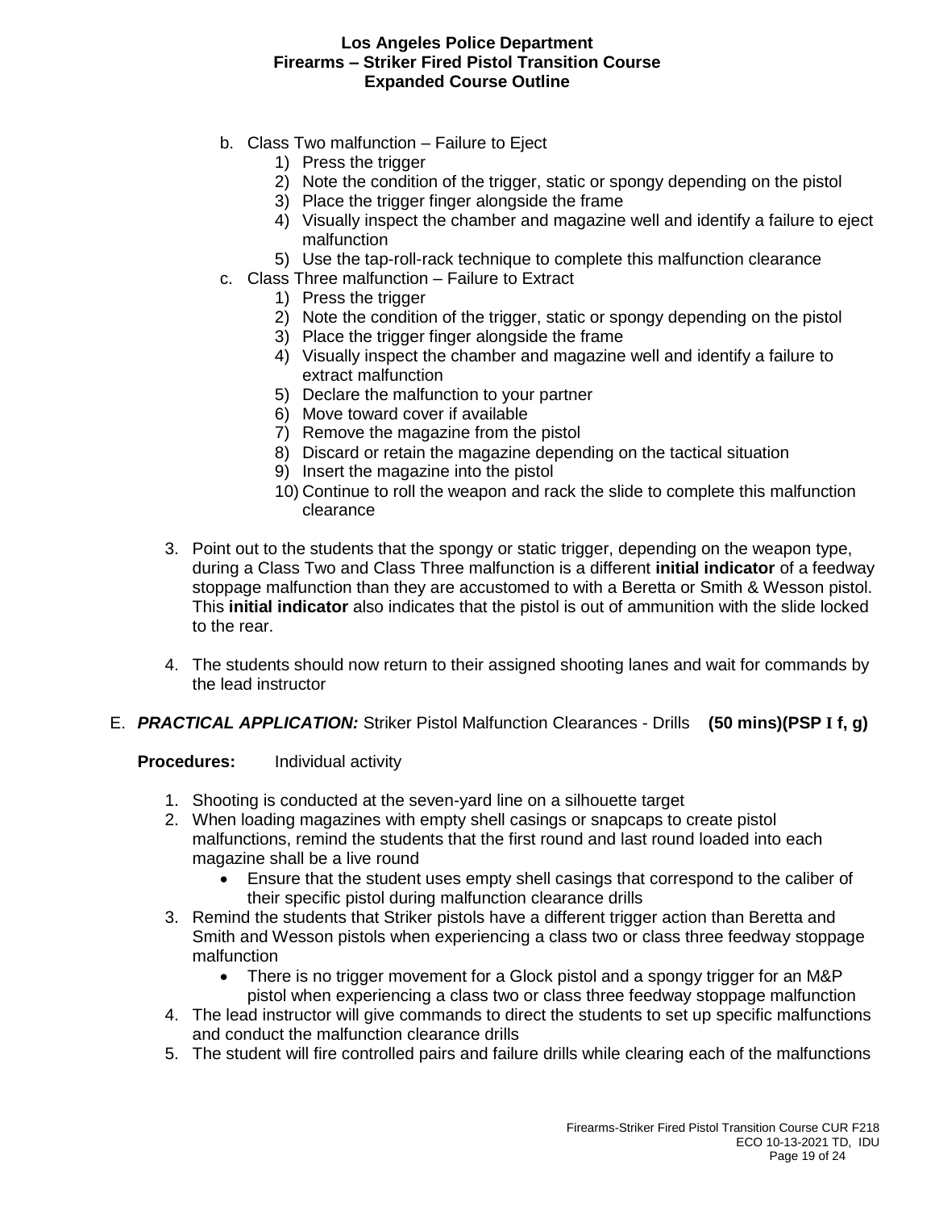b. Class Two malfunction – Failure to Eject
   1) Press the trigger
   2) Note the condition of the trigger, static or spongy depending on the pistol
   3) Place the trigger finger alongside the frame
   4) Visually inspect the chamber and magazine well and identify a failure to eject malfunction
   5) Use the tap-roll-rack technique to complete this malfunction clearance

c. Class Three malfunction – Failure to Extract
   1) Press the trigger
   2) Note the condition of the trigger, static or spongy depending on the pistol
   3) Place the trigger finger alongside the frame
   4) Visually inspect the chamber and magazine well and identify a failure to extract malfunction
   5) Declare the malfunction to your partner
   6) Move toward cover if available
   7) Remove the magazine from the pistol
   8) Discard or retain the magazine depending on the tactical situation
   9) Insert the magazine into the pistol
   10) Continue to roll the weapon and rack the slide to complete this malfunction clearance

3. Point out to the students that the spongy or static trigger, depending on the weapon type, during a Class Two and Class Three malfunction is a different **initial indicator** of a feedway stoppage malfunction than they are accustomed to with a Beretta or Smith & Wesson pistol. This **initial indicator** also indicates that the pistol is out of ammunition with the slide locked to the rear.

4. The students should now return to their assigned shooting lanes and wait for commands by the lead instructor

E. ***PRACTICAL APPLICATION:*** Striker Pistol Malfunction Clearances - Drills **(50 mins)(PSP I f, g)**

**Procedures:** Individual activity

1. Shooting is conducted at the seven-yard line on a silhouette target
2. When loading magazines with empty shell casings or snapcaps to create pistol malfunctions, remind the students that the first round and last round loaded into each magazine shall be a live round
   - Ensure that the student uses empty shell casings that correspond to the caliber of their specific pistol during malfunction clearance drills
3. Remind the students that Striker pistols have a different trigger action than Beretta and Smith and Wesson pistols when experiencing a class two or class three feedway stoppage malfunction
   - There is no trigger movement for a Glock pistol and a spongy trigger for an M&P pistol when experiencing a class two or class three feedway stoppage malfunction
4. The lead instructor will give commands to direct the students to set up specific malfunctions and conduct the malfunction clearance drills
5. The student will fire controlled pairs and failure drills while clearing each of the malfunctions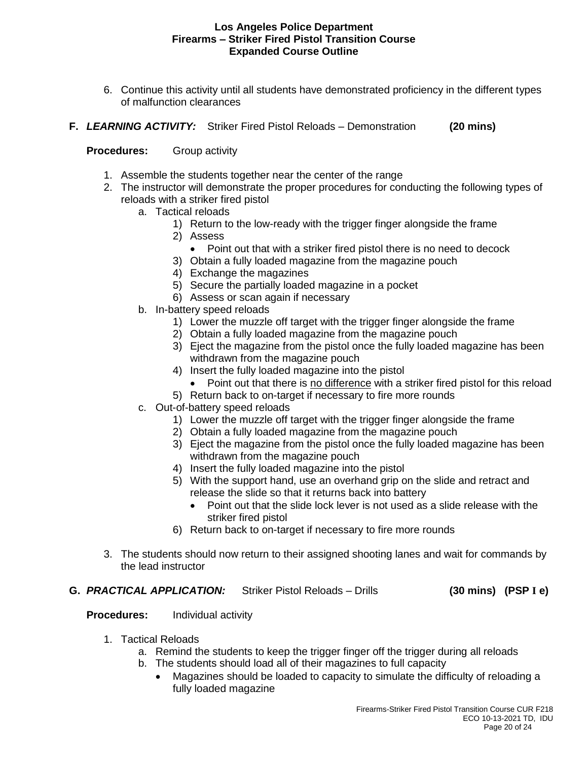6. Continue this activity until all students have demonstrated proficiency in the different types of malfunction clearances

**F. *LEARNING ACTIVITY:*** Striker Fired Pistol Reloads – Demonstration **(20 mins)**

**Procedures:** Group activity

1. Assemble the students together near the center of the range
2. The instructor will demonstrate the proper procedures for conducting the following types of reloads with a striker fired pistol
   a. Tactical reloads
      1) Return to the low-ready with the trigger finger alongside the frame
      2) Assess
         - Point out that with a striker fired pistol there is no need to decock
      3) Obtain a fully loaded magazine from the magazine pouch
      4) Exchange the magazines
      5) Secure the partially loaded magazine in a pocket
      6) Assess or scan again if necessary
   b. In-battery speed reloads
      1) Lower the muzzle off target with the trigger finger alongside the frame
      2) Obtain a fully loaded magazine from the magazine pouch
      3) Eject the magazine from the pistol once the fully loaded magazine has been withdrawn from the magazine pouch
      4) Insert the fully loaded magazine into the pistol
         - Point out that there is <u>no difference</u> with a striker fired pistol for this reload
      5) Return back to on-target if necessary to fire more rounds
   c. Out-of-battery speed reloads
      1) Lower the muzzle off target with the trigger finger alongside the frame
      2) Obtain a fully loaded magazine from the magazine pouch
      3) Eject the magazine from the pistol once the fully loaded magazine has been withdrawn from the magazine pouch
      4) Insert the fully loaded magazine into the pistol
      5) With the support hand, use an overhand grip on the slide and retract and release the slide so that it returns back into battery
         - Point out that the slide lock lever is not used as a slide release with the striker fired pistol
      6) Return back to on-target if necessary to fire more rounds
3. The students should now return to their assigned shooting lanes and wait for commands by the lead instructor

**G. *PRACTICAL APPLICATION:*** Striker Pistol Reloads – Drills **(30 mins) (PSP I e)**

**Procedures:** Individual activity

1. Tactical Reloads
   a. Remind the students to keep the trigger finger off the trigger during all reloads
   b. The students should load all of their magazines to full capacity
      - Magazines should be loaded to capacity to simulate the difficulty of reloading a fully loaded magazine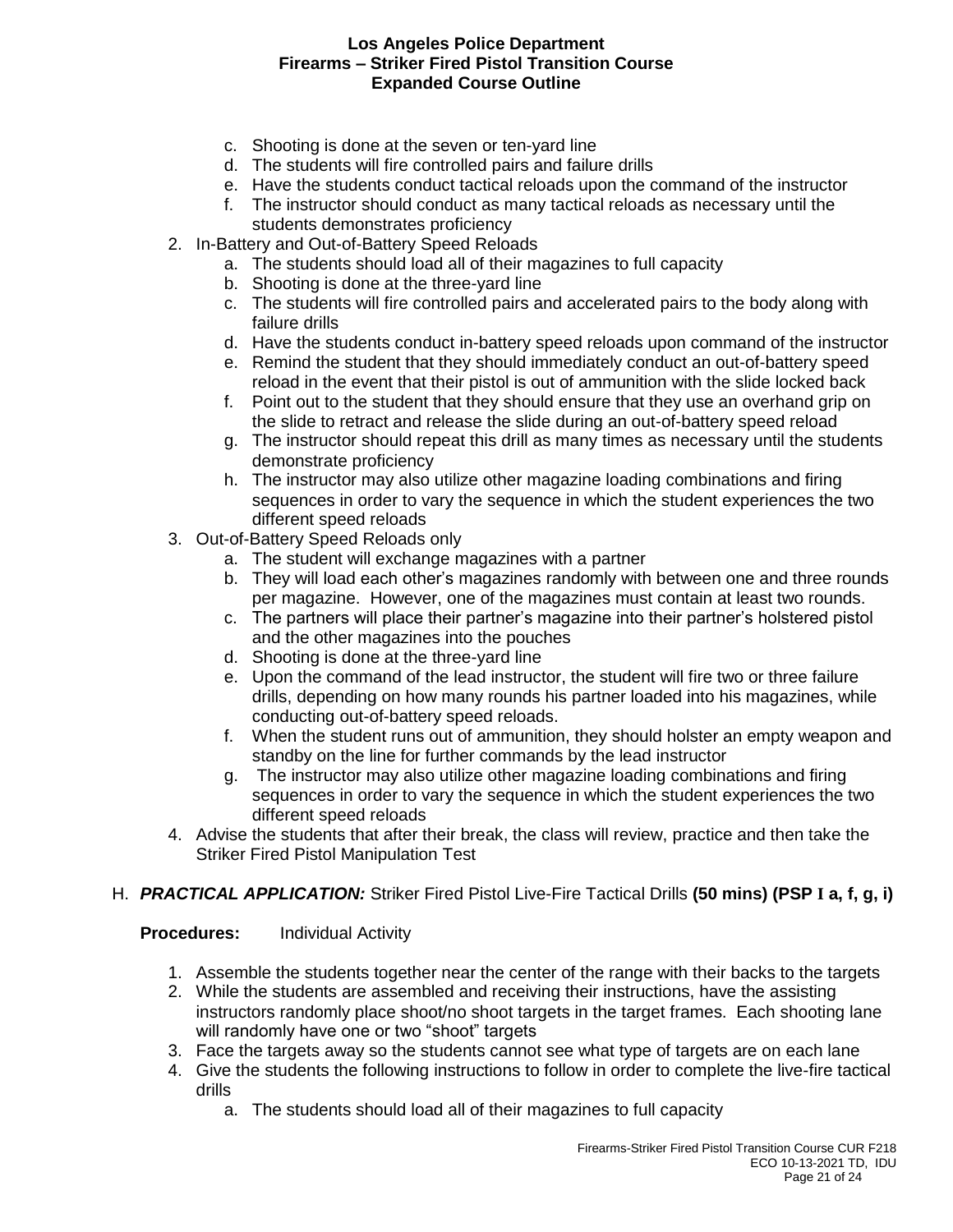c. Shooting is done at the seven or ten-yard line
d. The students will fire controlled pairs and failure drills
e. Have the students conduct tactical reloads upon the command of the instructor
f. The instructor should conduct as many tactical reloads as necessary until the students demonstrates proficiency

2. In-Battery and Out-of-Battery Speed Reloads
   a. The students should load all of their magazines to full capacity
   b. Shooting is done at the three-yard line
   c. The students will fire controlled pairs and accelerated pairs to the body along with failure drills
   d. Have the students conduct in-battery speed reloads upon command of the instructor
   e. Remind the student that they should immediately conduct an out-of-battery speed reload in the event that their pistol is out of ammunition with the slide locked back
   f. Point out to the student that they should ensure that they use an overhand grip on the slide to retract and release the slide during an out-of-battery speed reload
   g. The instructor should repeat this drill as many times as necessary until the students demonstrate proficiency
   h. The instructor may also utilize other magazine loading combinations and firing sequences in order to vary the sequence in which the student experiences the two different speed reloads
3. Out-of-Battery Speed Reloads only
   a. The student will exchange magazines with a partner
   b. They will load each other's magazines randomly with between one and three rounds per magazine. However, one of the magazines must contain at least two rounds.
   c. The partners will place their partner's magazine into their partner's holstered pistol and the other magazines into the pouches
   d. Shooting is done at the three-yard line
   e. Upon the command of the lead instructor, the student will fire two or three failure drills, depending on how many rounds his partner loaded into his magazines, while conducting out-of-battery speed reloads.
   f. When the student runs out of ammunition, they should holster an empty weapon and standby on the line for further commands by the lead instructor
   g. The instructor may also utilize other magazine loading combinations and firing sequences in order to vary the sequence in which the student experiences the two different speed reloads
4. Advise the students that after their break, the class will review, practice and then take the Striker Fired Pistol Manipulation Test

H. ***PRACTICAL APPLICATION:*** Striker Fired Pistol Live-Fire Tactical Drills **(50 mins) (PSP I a, f, g, i)**

**Procedures:** Individual Activity

1. Assemble the students together near the center of the range with their backs to the targets
2. While the students are assembled and receiving their instructions, have the assisting instructors randomly place shoot/no shoot targets in the target frames. Each shooting lane will randomly have one or two "shoot" targets
3. Face the targets away so the students cannot see what type of targets are on each lane
4. Give the students the following instructions to follow in order to complete the live-fire tactical drills
   a. The students should load all of their magazines to full capacity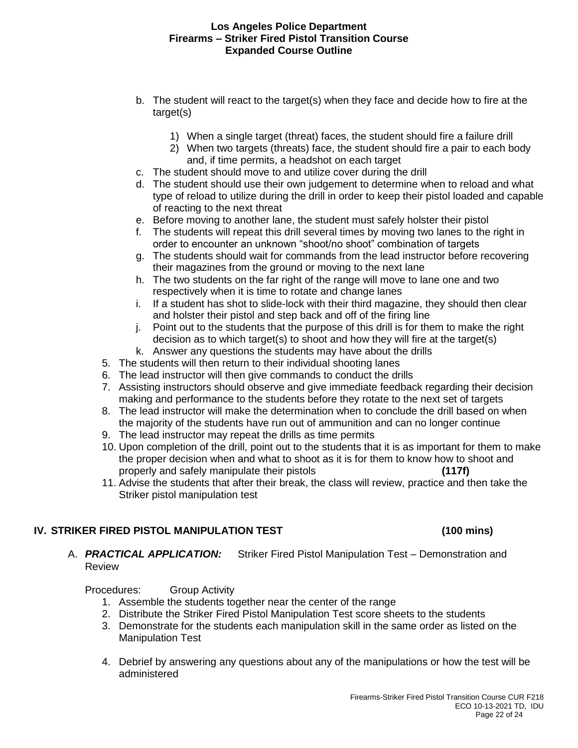b. The student will react to the target(s) when they face and decide how to fire at the target(s)

   1) When a single target (threat) faces, the student should fire a failure drill
   2) When two targets (threats) face, the student should fire a pair to each body and, if time permits, a headshot on each target

c. The student should move to and utilize cover during the drill
d. The student should use their own judgement to determine when to reload and what type of reload to utilize during the drill in order to keep their pistol loaded and capable of reacting to the next threat
e. Before moving to another lane, the student must safely holster their pistol
f. The students will repeat this drill several times by moving two lanes to the right in order to encounter an unknown "shoot/no shoot" combination of targets
g. The students should wait for commands from the lead instructor before recovering their magazines from the ground or moving to the next lane
h. The two students on the far right of the range will move to lane one and two respectively when it is time to rotate and change lanes
i. If a student has shot to slide-lock with their third magazine, they should then clear and holster their pistol and step back and off of the firing line
j. Point out to the students that the purpose of this drill is for them to make the right decision as to which target(s) to shoot and how they will fire at the target(s)
k. Answer any questions the students may have about the drills

5. The students will then return to their individual shooting lanes
6. The lead instructor will then give commands to conduct the drills
7. Assisting instructors should observe and give immediate feedback regarding their decision making and performance to the students before they rotate to the next set of targets
8. The lead instructor will make the determination when to conclude the drill based on when the majority of the students have run out of ammunition and can no longer continue
9. The lead instructor may repeat the drills as time permits
10. Upon completion of the drill, point out to the students that it is as important for them to make the proper decision when and what to shoot as it is for them to know how to shoot and properly and safely manipulate their pistols **(117f)**
11. Advise the students that after their break, the class will review, practice and then take the Striker pistol manipulation test

## IV. STRIKER FIRED PISTOL MANIPULATION TEST (100 mins)

A. ***PRACTICAL APPLICATION:*** Striker Fired Pistol Manipulation Test – Demonstration and Review

Procedures: Group Activity

1. Assemble the students together near the center of the range
2. Distribute the Striker Fired Pistol Manipulation Test score sheets to the students
3. Demonstrate for the students each manipulation skill in the same order as listed on the Manipulation Test
4. Debrief by answering any questions about any of the manipulations or how the test will be administered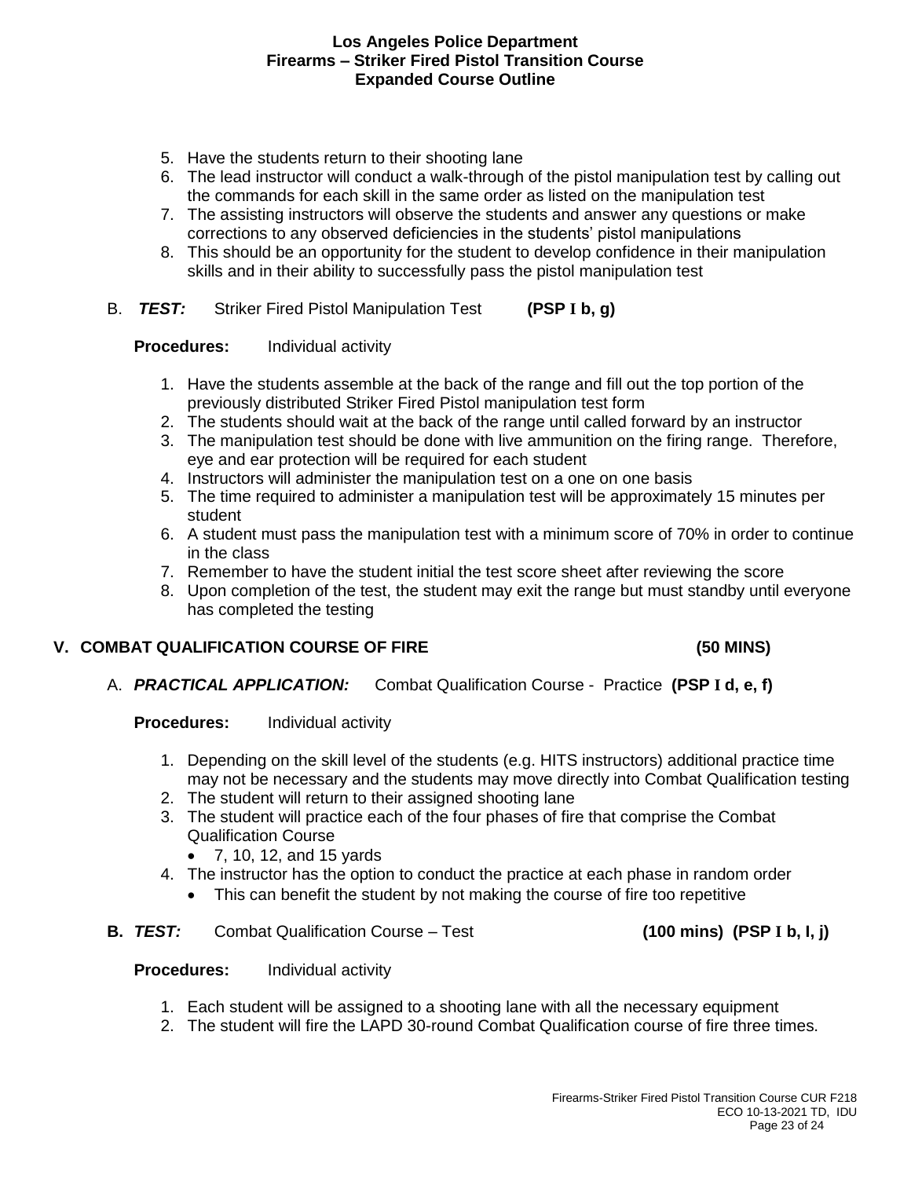5. Have the students return to their shooting lane
6. The lead instructor will conduct a walk-through of the pistol manipulation test by calling out the commands for each skill in the same order as listed on the manipulation test
7. The assisting instructors will observe the students and answer any questions or make corrections to any observed deficiencies in the students' pistol manipulations
8. This should be an opportunity for the student to develop confidence in their manipulation skills and in their ability to successfully pass the pistol manipulation test

B. ***TEST:*** Striker Fired Pistol Manipulation Test **(PSP I b, g)**

**Procedures:** Individual activity

1. Have the students assemble at the back of the range and fill out the top portion of the previously distributed Striker Fired Pistol manipulation test form
2. The students should wait at the back of the range until called forward by an instructor
3. The manipulation test should be done with live ammunition on the firing range. Therefore, eye and ear protection will be required for each student
4. Instructors will administer the manipulation test on a one on one basis
5. The time required to administer a manipulation test will be approximately 15 minutes per student
6. A student must pass the manipulation test with a minimum score of 70% in order to continue in the class
7. Remember to have the student initial the test score sheet after reviewing the score
8. Upon completion of the test, the student may exit the range but must standby until everyone has completed the testing

## V. COMBAT QUALIFICATION COURSE OF FIRE (50 MINS)

A. ***PRACTICAL APPLICATION:*** Combat Qualification Course - Practice **(PSP I d, e, f)**

**Procedures:** Individual activity

1. Depending on the skill level of the students (e.g. HITS instructors) additional practice time may not be necessary and the students may move directly into Combat Qualification testing
2. The student will return to their assigned shooting lane
3. The student will practice each of the four phases of fire that comprise the Combat Qualification Course
   - 7, 10, 12, and 15 yards
4. The instructor has the option to conduct the practice at each phase in random order
   - This can benefit the student by not making the course of fire too repetitive

**B.** ***TEST:*** Combat Qualification Course – Test **(100 mins) (PSP I b, I, j)**

**Procedures:** Individual activity

1. Each student will be assigned to a shooting lane with all the necessary equipment
2. The student will fire the LAPD 30-round Combat Qualification course of fire three times.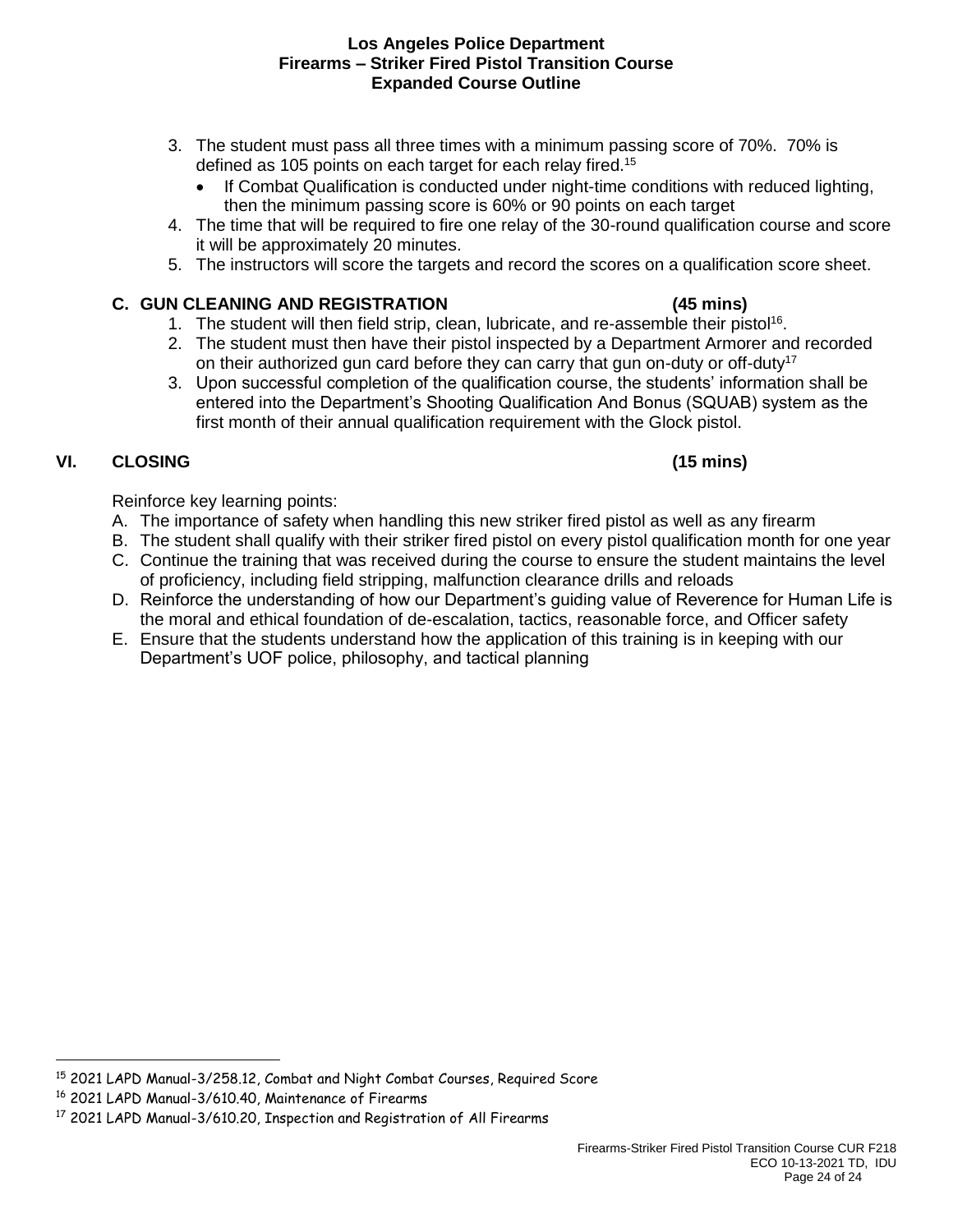3. The student must pass all three times with a minimum passing score of 70%. 70% is defined as 105 points on each target for each relay fired.[15]
   - If Combat Qualification is conducted under night-time conditions with reduced lighting, then the minimum passing score is 60% or 90 points on each target
4. The time that will be required to fire one relay of the 30-round qualification course and score it will be approximately 20 minutes.
5. The instructors will score the targets and record the scores on a qualification score sheet.

### C. GUN CLEANING AND REGISTRATION (45 mins)

1. The student will then field strip, clean, lubricate, and re-assemble their pistol[16].
2. The student must then have their pistol inspected by a Department Armorer and recorded on their authorized gun card before they can carry that gun on-duty or off-duty[17]
3. Upon successful completion of the qualification course, the students' information shall be entered into the Department's Shooting Qualification And Bonus (SQUAB) system as the first month of their annual qualification requirement with the Glock pistol.

## VI. CLOSING (15 mins)

Reinforce key learning points:

A. The importance of safety when handling this new striker fired pistol as well as any firearm
B. The student shall qualify with their striker fired pistol on every pistol qualification month for one year
C. Continue the training that was received during the course to ensure the student maintains the level of proficiency, including field stripping, malfunction clearance drills and reloads
D. Reinforce the understanding of how our Department's guiding value of Reverence for Human Life is the moral and ethical foundation of de-escalation, tactics, reasonable force, and Officer safety
E. Ensure that the students understand how the application of this training is in keeping with our Department's UOF police, philosophy, and tactical planning

---

[15] 2021 LAPD Manual-3/258.12, Combat and Night Combat Courses, Required Score
[16] 2021 LAPD Manual-3/610.40, Maintenance of Firearms
[17] 2021 LAPD Manual-3/610.20, Inspection and Registration of All Firearms